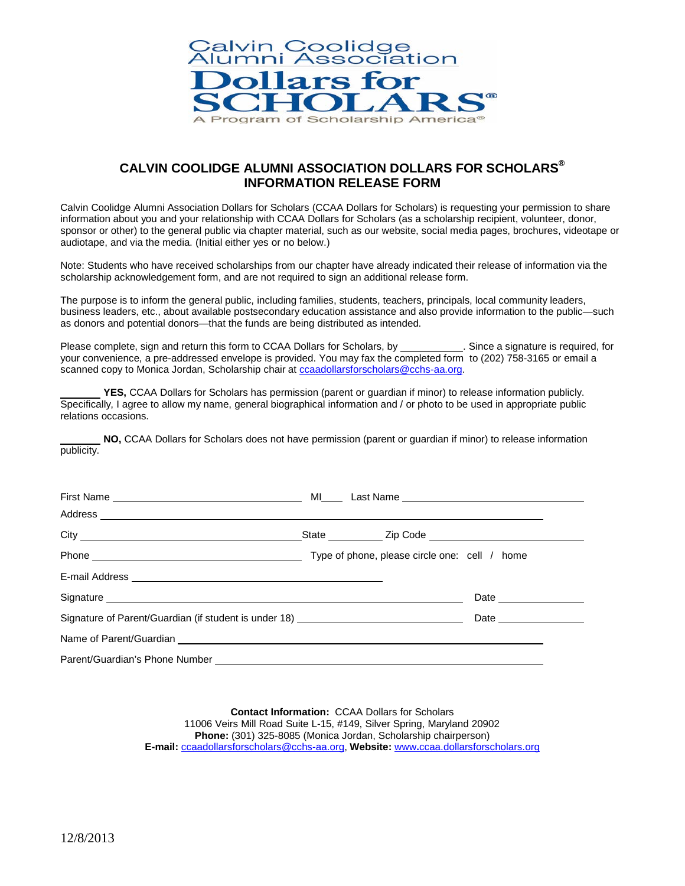Calvin Coolidge Alumni Association

Dollars for SCHOLARS®

A Program of Scholarship America®

# CALVIN COOLIDGE ALUMNI ASSOCIATION DOLLARS FOR SCHOLARS®
# INFORMATION RELEASE FORM

Calvin Coolidge Alumni Association Dollars for Scholars (CCAA Dollars for Scholars) is requesting your permission to share information about you and your relationship with CCAA Dollars for Scholars (as a scholarship recipient, volunteer, donor, sponsor or other) to the general public via chapter material, such as our website, social media pages, brochures, videotape or audiotape, and via the media. (Initial either yes or no below.)

Note: Students who have received scholarships from our chapter have already indicated their release of information via the scholarship acknowledgement form, and are not required to sign an additional release form.

The purpose is to inform the general public, including families, students, teachers, principals, local community leaders, business leaders, etc., about available postsecondary education assistance and also provide information to the public—such as donors and potential donors—that the funds are being distributed as intended.

Please complete, sign and return this form to CCAA Dollars for Scholars, by ___________. Since a signature is required, for your convenience, a pre-addressed envelope is provided. You may fax the completed form to (202) 758-3165 or email a scanned copy to Monica Jordan, Scholarship chair at ccaadollarsforscholars@cchs-aa.org.

_______ **YES,** CCAA Dollars for Scholars has permission (parent or guardian if minor) to release information publicly. Specifically, I agree to allow my name, general biographical information and / or photo to be used in appropriate public relations occasions.

_______ **NO,** CCAA Dollars for Scholars does not have permission (parent or guardian if minor) to release information publicity.

First Name ______________________________ MI____ Last Name ______________________________

Address ______________________________________________________________

City ______________________________ State _________ Zip Code ______________________

Phone ______________________________ Type of phone, please circle one: cell / home

E-mail Address ______________________________

Signature ______________________________________________ Date ______________

Signature of Parent/Guardian (if student is under 18) ______________________________ Date ______________

Name of Parent/Guardian ______________________________________________

Parent/Guardian's Phone Number ______________________________________________

**Contact Information:** CCAA Dollars for Scholars
11006 Veirs Mill Road Suite L-15, #149, Silver Spring, Maryland 20902
**Phone:** (301) 325-8085 (Monica Jordan, Scholarship chairperson)
**E-mail:** ccaadollarsforscholars@cchs-aa.org, **Website:** www.ccaa.dollarsforscholars.org

12/8/2013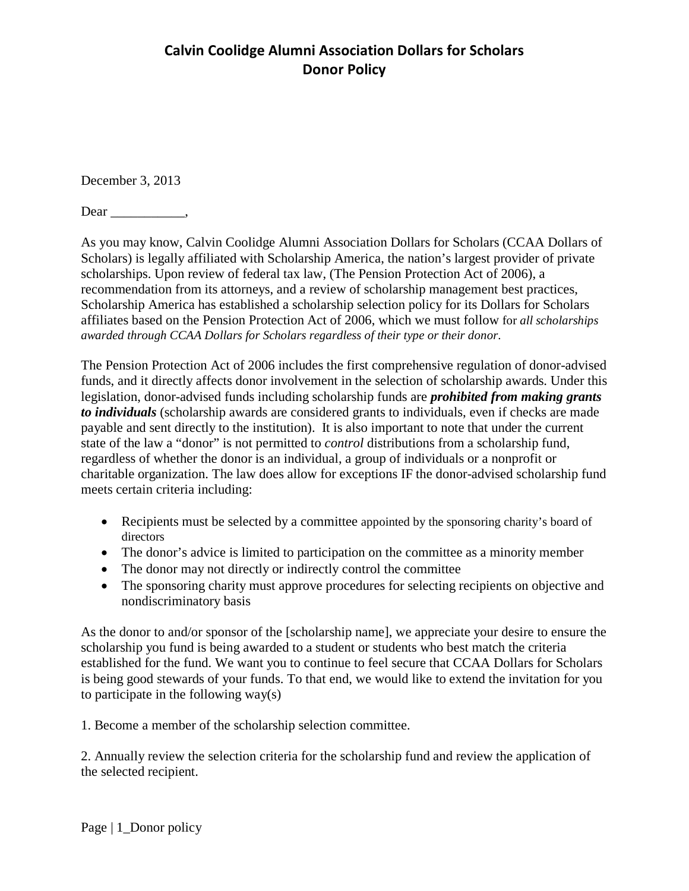# Calvin Coolidge Alumni Association Dollars for Scholars
# Donor Policy

December 3, 2013

Dear ___________,

As you may know, Calvin Coolidge Alumni Association Dollars for Scholars (CCAA Dollars of Scholars) is legally affiliated with Scholarship America, the nation's largest provider of private scholarships. Upon review of federal tax law, (The Pension Protection Act of 2006), a recommendation from its attorneys, and a review of scholarship management best practices, Scholarship America has established a scholarship selection policy for its Dollars for Scholars affiliates based on the Pension Protection Act of 2006, which we must follow for *all scholarships awarded through CCAA Dollars for Scholars regardless of their type or their donor*.

The Pension Protection Act of 2006 includes the first comprehensive regulation of donor-advised funds, and it directly affects donor involvement in the selection of scholarship awards. Under this legislation, donor-advised funds including scholarship funds are ***prohibited from making grants to individuals*** (scholarship awards are considered grants to individuals, even if checks are made payable and sent directly to the institution). It is also important to note that under the current state of the law a "donor" is not permitted to *control* distributions from a scholarship fund, regardless of whether the donor is an individual, a group of individuals or a nonprofit or charitable organization. The law does allow for exceptions IF the donor-advised scholarship fund meets certain criteria including:

- Recipients must be selected by a committee appointed by the sponsoring charity's board of directors
- The donor's advice is limited to participation on the committee as a minority member
- The donor may not directly or indirectly control the committee
- The sponsoring charity must approve procedures for selecting recipients on objective and nondiscriminatory basis

As the donor to and/or sponsor of the [scholarship name], we appreciate your desire to ensure the scholarship you fund is being awarded to a student or students who best match the criteria established for the fund. We want you to continue to feel secure that CCAA Dollars for Scholars is being good stewards of your funds. To that end, we would like to extend the invitation for you to participate in the following way(s)

1. Become a member of the scholarship selection committee.

2. Annually review the selection criteria for the scholarship fund and review the application of the selected recipient.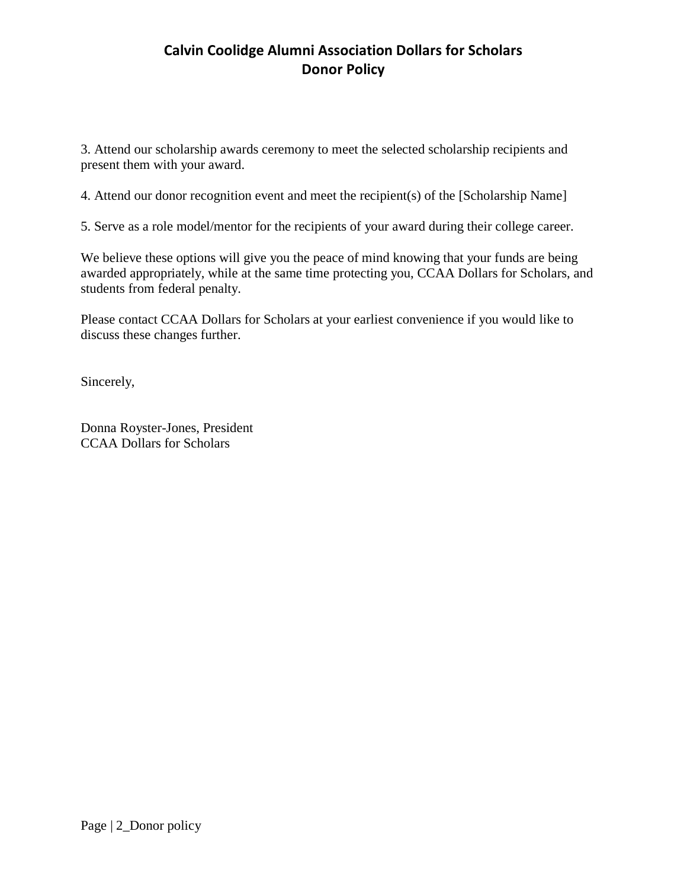3. Attend our scholarship awards ceremony to meet the selected scholarship recipients and present them with your award.

4. Attend our donor recognition event and meet the recipient(s) of the [Scholarship Name]

5. Serve as a role model/mentor for the recipients of your award during their college career.

We believe these options will give you the peace of mind knowing that your funds are being awarded appropriately, while at the same time protecting you, CCAA Dollars for Scholars, and students from federal penalty.

Please contact CCAA Dollars for Scholars at your earliest convenience if you would like to discuss these changes further.

Sincerely,

Donna Royster-Jones, President
CCAA Dollars for Scholars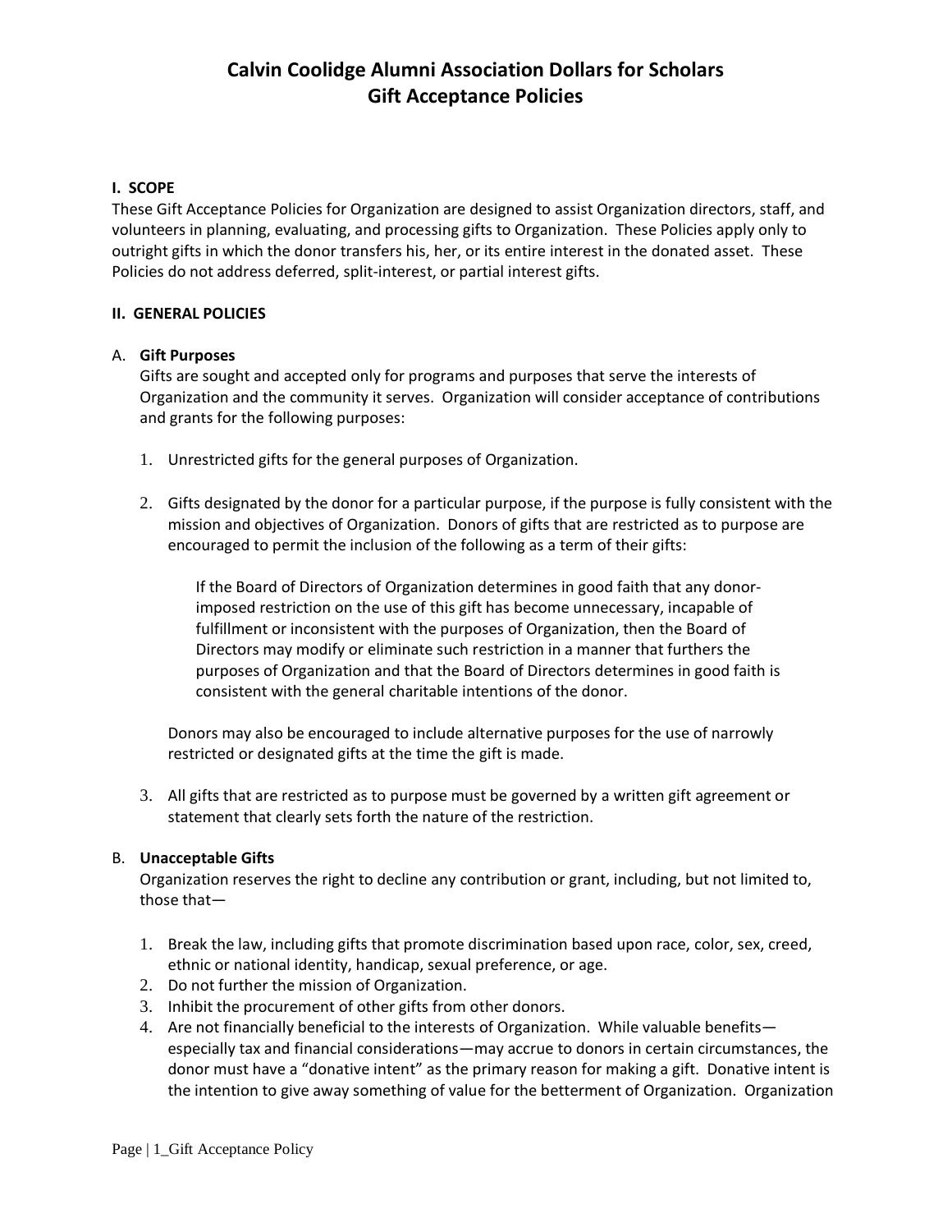# Calvin Coolidge Alumni Association Dollars for Scholars
# Gift Acceptance Policies

### I. SCOPE

These Gift Acceptance Policies for Organization are designed to assist Organization directors, staff, and volunteers in planning, evaluating, and processing gifts to Organization. These Policies apply only to outright gifts in which the donor transfers his, her, or its entire interest in the donated asset. These Policies do not address deferred, split-interest, or partial interest gifts.

### II. GENERAL POLICIES

A. **Gift Purposes**

Gifts are sought and accepted only for programs and purposes that serve the interests of Organization and the community it serves. Organization will consider acceptance of contributions and grants for the following purposes:

1. Unrestricted gifts for the general purposes of Organization.

2. Gifts designated by the donor for a particular purpose, if the purpose is fully consistent with the mission and objectives of Organization. Donors of gifts that are restricted as to purpose are encouraged to permit the inclusion of the following as a term of their gifts:

   > If the Board of Directors of Organization determines in good faith that any donor-imposed restriction on the use of this gift has become unnecessary, incapable of fulfillment or inconsistent with the purposes of Organization, then the Board of Directors may modify or eliminate such restriction in a manner that furthers the purposes of Organization and that the Board of Directors determines in good faith is consistent with the general charitable intentions of the donor.

   Donors may also be encouraged to include alternative purposes for the use of narrowly restricted or designated gifts at the time the gift is made.

3. All gifts that are restricted as to purpose must be governed by a written gift agreement or statement that clearly sets forth the nature of the restriction.

B. **Unacceptable Gifts**

Organization reserves the right to decline any contribution or grant, including, but not limited to, those that—

1. Break the law, including gifts that promote discrimination based upon race, color, sex, creed, ethnic or national identity, handicap, sexual preference, or age.
2. Do not further the mission of Organization.
3. Inhibit the procurement of other gifts from other donors.
4. Are not financially beneficial to the interests of Organization. While valuable benefits—especially tax and financial considerations—may accrue to donors in certain circumstances, the donor must have a "donative intent" as the primary reason for making a gift. Donative intent is the intention to give away something of value for the betterment of Organization. Organization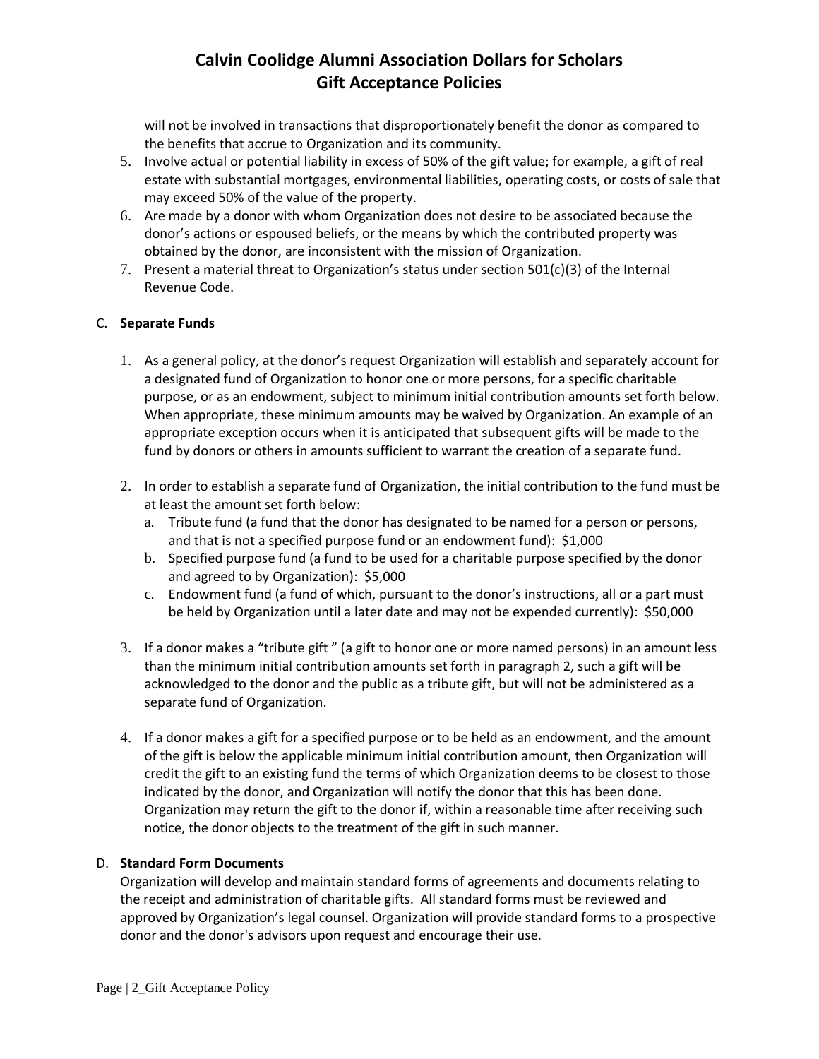will not be involved in transactions that disproportionately benefit the donor as compared to the benefits that accrue to Organization and its community.

5. Involve actual or potential liability in excess of 50% of the gift value; for example, a gift of real estate with substantial mortgages, environmental liabilities, operating costs, or costs of sale that may exceed 50% of the value of the property.
6. Are made by a donor with whom Organization does not desire to be associated because the donor's actions or espoused beliefs, or the means by which the contributed property was obtained by the donor, are inconsistent with the mission of Organization.
7. Present a material threat to Organization's status under section 501(c)(3) of the Internal Revenue Code.

C. **Separate Funds**

1. As a general policy, at the donor's request Organization will establish and separately account for a designated fund of Organization to honor one or more persons, for a specific charitable purpose, or as an endowment, subject to minimum initial contribution amounts set forth below. When appropriate, these minimum amounts may be waived by Organization. An example of an appropriate exception occurs when it is anticipated that subsequent gifts will be made to the fund by donors or others in amounts sufficient to warrant the creation of a separate fund.

2. In order to establish a separate fund of Organization, the initial contribution to the fund must be at least the amount set forth below:
   a. Tribute fund (a fund that the donor has designated to be named for a person or persons, and that is not a specified purpose fund or an endowment fund): $1,000
   b. Specified purpose fund (a fund to be used for a charitable purpose specified by the donor and agreed to by Organization): $5,000
   c. Endowment fund (a fund of which, pursuant to the donor's instructions, all or a part must be held by Organization until a later date and may not be expended currently): $50,000

3. If a donor makes a "tribute gift " (a gift to honor one or more named persons) in an amount less than the minimum initial contribution amounts set forth in paragraph 2, such a gift will be acknowledged to the donor and the public as a tribute gift, but will not be administered as a separate fund of Organization.

4. If a donor makes a gift for a specified purpose or to be held as an endowment, and the amount of the gift is below the applicable minimum initial contribution amount, then Organization will credit the gift to an existing fund the terms of which Organization deems to be closest to those indicated by the donor, and Organization will notify the donor that this has been done. Organization may return the gift to the donor if, within a reasonable time after receiving such notice, the donor objects to the treatment of the gift in such manner.

D. **Standard Form Documents**

Organization will develop and maintain standard forms of agreements and documents relating to the receipt and administration of charitable gifts. All standard forms must be reviewed and approved by Organization's legal counsel. Organization will provide standard forms to a prospective donor and the donor's advisors upon request and encourage their use.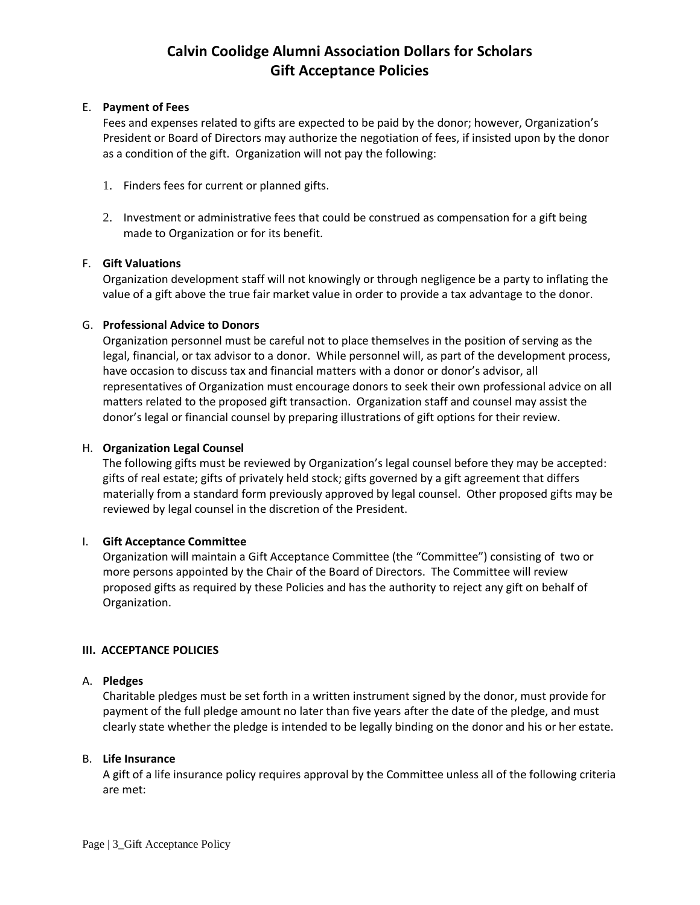E. **Payment of Fees**

Fees and expenses related to gifts are expected to be paid by the donor; however, Organization's President or Board of Directors may authorize the negotiation of fees, if insisted upon by the donor as a condition of the gift. Organization will not pay the following:

1. Finders fees for current or planned gifts.

2. Investment or administrative fees that could be construed as compensation for a gift being made to Organization or for its benefit.

F. **Gift Valuations**

Organization development staff will not knowingly or through negligence be a party to inflating the value of a gift above the true fair market value in order to provide a tax advantage to the donor.

G. **Professional Advice to Donors**

Organization personnel must be careful not to place themselves in the position of serving as the legal, financial, or tax advisor to a donor. While personnel will, as part of the development process, have occasion to discuss tax and financial matters with a donor or donor's advisor, all representatives of Organization must encourage donors to seek their own professional advice on all matters related to the proposed gift transaction. Organization staff and counsel may assist the donor's legal or financial counsel by preparing illustrations of gift options for their review.

H. **Organization Legal Counsel**

The following gifts must be reviewed by Organization's legal counsel before they may be accepted: gifts of real estate; gifts of privately held stock; gifts governed by a gift agreement that differs materially from a standard form previously approved by legal counsel. Other proposed gifts may be reviewed by legal counsel in the discretion of the President.

I. **Gift Acceptance Committee**

Organization will maintain a Gift Acceptance Committee (the "Committee") consisting of two or more persons appointed by the Chair of the Board of Directors. The Committee will review proposed gifts as required by these Policies and has the authority to reject any gift on behalf of Organization.

## III. ACCEPTANCE POLICIES

A. **Pledges**

Charitable pledges must be set forth in a written instrument signed by the donor, must provide for payment of the full pledge amount no later than five years after the date of the pledge, and must clearly state whether the pledge is intended to be legally binding on the donor and his or her estate.

B. **Life Insurance**

A gift of a life insurance policy requires approval by the Committee unless all of the following criteria are met: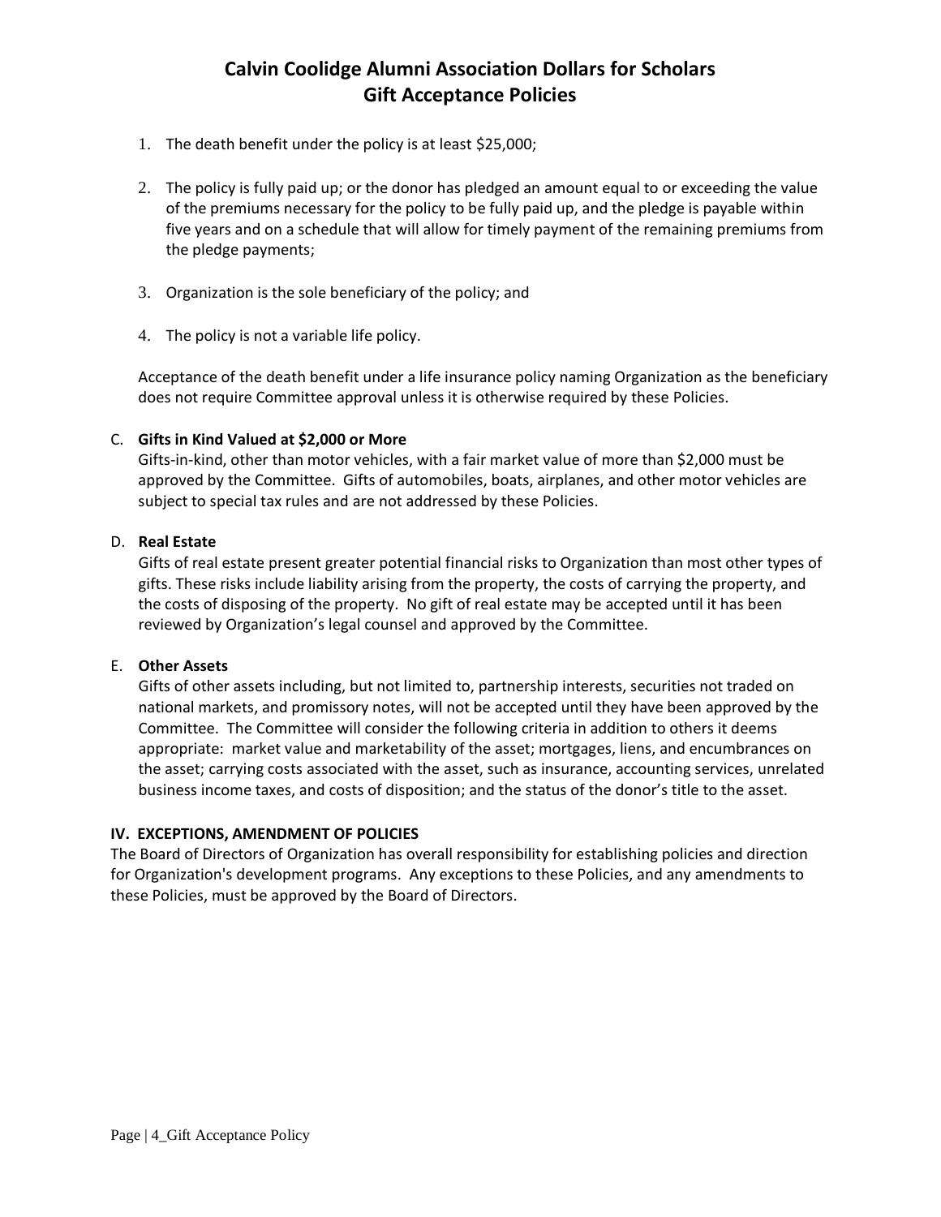1. The death benefit under the policy is at least $25,000;

2. The policy is fully paid up; or the donor has pledged an amount equal to or exceeding the value of the premiums necessary for the policy to be fully paid up, and the pledge is payable within five years and on a schedule that will allow for timely payment of the remaining premiums from the pledge payments;

3. Organization is the sole beneficiary of the policy; and

4. The policy is not a variable life policy.

Acceptance of the death benefit under a life insurance policy naming Organization as the beneficiary does not require Committee approval unless it is otherwise required by these Policies.

C. **Gifts in Kind Valued at $2,000 or More**
Gifts-in-kind, other than motor vehicles, with a fair market value of more than $2,000 must be approved by the Committee. Gifts of automobiles, boats, airplanes, and other motor vehicles are subject to special tax rules and are not addressed by these Policies.

D. **Real Estate**
Gifts of real estate present greater potential financial risks to Organization than most other types of gifts. These risks include liability arising from the property, the costs of carrying the property, and the costs of disposing of the property. No gift of real estate may be accepted until it has been reviewed by Organization's legal counsel and approved by the Committee.

E. **Other Assets**
Gifts of other assets including, but not limited to, partnership interests, securities not traded on national markets, and promissory notes, will not be accepted until they have been approved by the Committee. The Committee will consider the following criteria in addition to others it deems appropriate: market value and marketability of the asset; mortgages, liens, and encumbrances on the asset; carrying costs associated with the asset, such as insurance, accounting services, unrelated business income taxes, and costs of disposition; and the status of the donor's title to the asset.

**IV. EXCEPTIONS, AMENDMENT OF POLICIES**

The Board of Directors of Organization has overall responsibility for establishing policies and direction for Organization's development programs. Any exceptions to these Policies, and any amendments to these Policies, must be approved by the Board of Directors.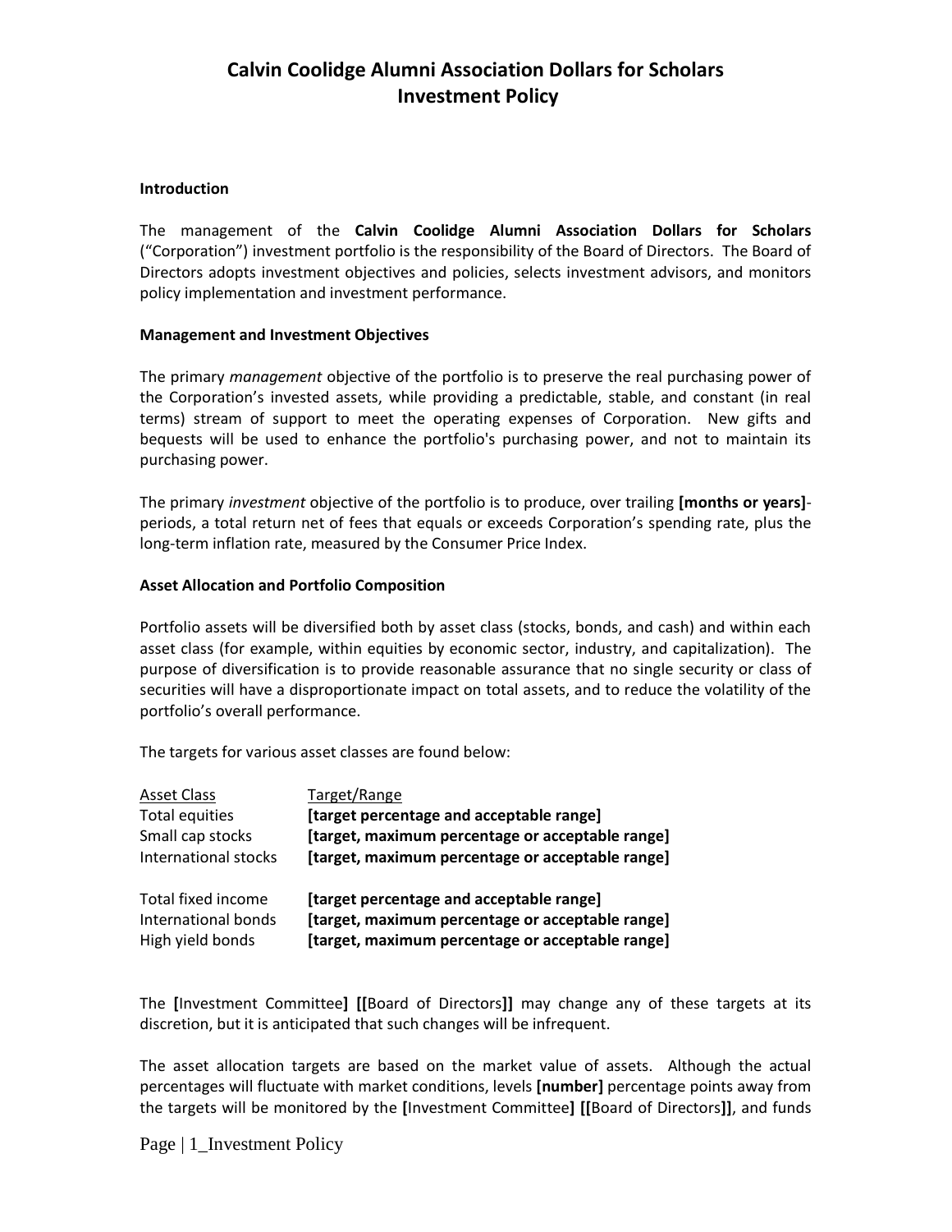# Calvin Coolidge Alumni Association Dollars for Scholars
# Investment Policy

### Introduction

The management of the **Calvin Coolidge Alumni Association Dollars for Scholars** ("Corporation") investment portfolio is the responsibility of the Board of Directors. The Board of Directors adopts investment objectives and policies, selects investment advisors, and monitors policy implementation and investment performance.

### Management and Investment Objectives

The primary *management* objective of the portfolio is to preserve the real purchasing power of the Corporation's invested assets, while providing a predictable, stable, and constant (in real terms) stream of support to meet the operating expenses of Corporation. New gifts and bequests will be used to enhance the portfolio's purchasing power, and not to maintain its purchasing power.

The primary *investment* objective of the portfolio is to produce, over trailing **[months or years]**-periods, a total return net of fees that equals or exceeds Corporation's spending rate, plus the long-term inflation rate, measured by the Consumer Price Index.

### Asset Allocation and Portfolio Composition

Portfolio assets will be diversified both by asset class (stocks, bonds, and cash) and within each asset class (for example, within equities by economic sector, industry, and capitalization). The purpose of diversification is to provide reasonable assurance that no single security or class of securities will have a disproportionate impact on total assets, and to reduce the volatility of the portfolio's overall performance.

The targets for various asset classes are found below:

| Asset Class | Target/Range |
|---|---|
| Total equities | **[target percentage and acceptable range]** |
| Small cap stocks | **[target, maximum percentage or acceptable range]** |
| International stocks | **[target, maximum percentage or acceptable range]** |
| Total fixed income | **[target percentage and acceptable range]** |
| International bonds | **[target, maximum percentage or acceptable range]** |
| High yield bonds | **[target, maximum percentage or acceptable range]** |

The **[**Investment Committee**]** **[[**Board of Directors**]]** may change any of these targets at its discretion, but it is anticipated that such changes will be infrequent.

The asset allocation targets are based on the market value of assets. Although the actual percentages will fluctuate with market conditions, levels **[number]** percentage points away from the targets will be monitored by the **[**Investment Committee**]** **[[**Board of Directors**]]**, and funds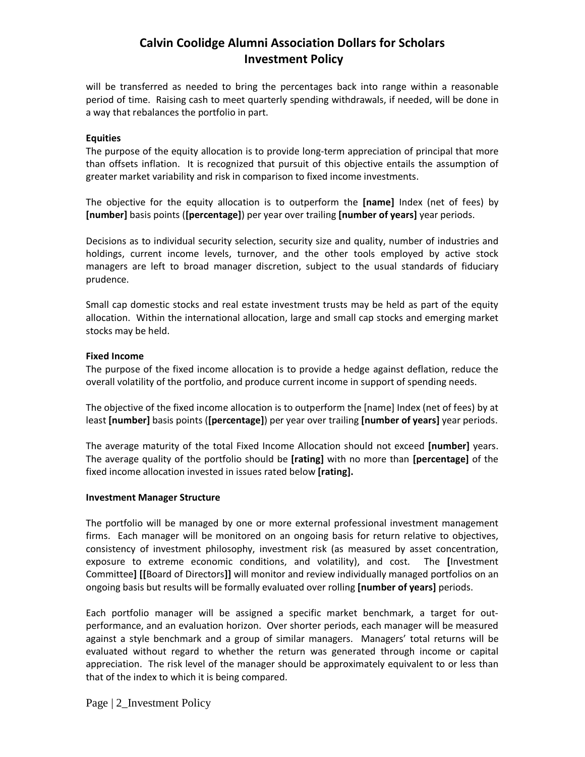will be transferred as needed to bring the percentages back into range within a reasonable period of time. Raising cash to meet quarterly spending withdrawals, if needed, will be done in a way that rebalances the portfolio in part.

**Equities**

The purpose of the equity allocation is to provide long-term appreciation of principal that more than offsets inflation. It is recognized that pursuit of this objective entails the assumption of greater market variability and risk in comparison to fixed income investments.

The objective for the equity allocation is to outperform the **[name]** Index (net of fees) by **[number]** basis points (**[percentage]**) per year over trailing **[number of years]** year periods.

Decisions as to individual security selection, security size and quality, number of industries and holdings, current income levels, turnover, and the other tools employed by active stock managers are left to broad manager discretion, subject to the usual standards of fiduciary prudence.

Small cap domestic stocks and real estate investment trusts may be held as part of the equity allocation. Within the international allocation, large and small cap stocks and emerging market stocks may be held.

**Fixed Income**

The purpose of the fixed income allocation is to provide a hedge against deflation, reduce the overall volatility of the portfolio, and produce current income in support of spending needs.

The objective of the fixed income allocation is to outperform the [name] Index (net of fees) by at least **[number]** basis points (**[percentage]**) per year over trailing **[number of years]** year periods.

The average maturity of the total Fixed Income Allocation should not exceed **[number]** years. The average quality of the portfolio should be **[rating]** with no more than **[percentage]** of the fixed income allocation invested in issues rated below **[rating].**

**Investment Manager Structure**

The portfolio will be managed by one or more external professional investment management firms. Each manager will be monitored on an ongoing basis for return relative to objectives, consistency of investment philosophy, investment risk (as measured by asset concentration, exposure to extreme economic conditions, and volatility), and cost. The **[**Investment Committee**]** **[[**Board of Directors**]]** will monitor and review individually managed portfolios on an ongoing basis but results will be formally evaluated over rolling **[number of years]** periods.

Each portfolio manager will be assigned a specific market benchmark, a target for out-performance, and an evaluation horizon. Over shorter periods, each manager will be measured against a style benchmark and a group of similar managers. Managers' total returns will be evaluated without regard to whether the return was generated through income or capital appreciation. The risk level of the manager should be approximately equivalent to or less than that of the index to which it is being compared.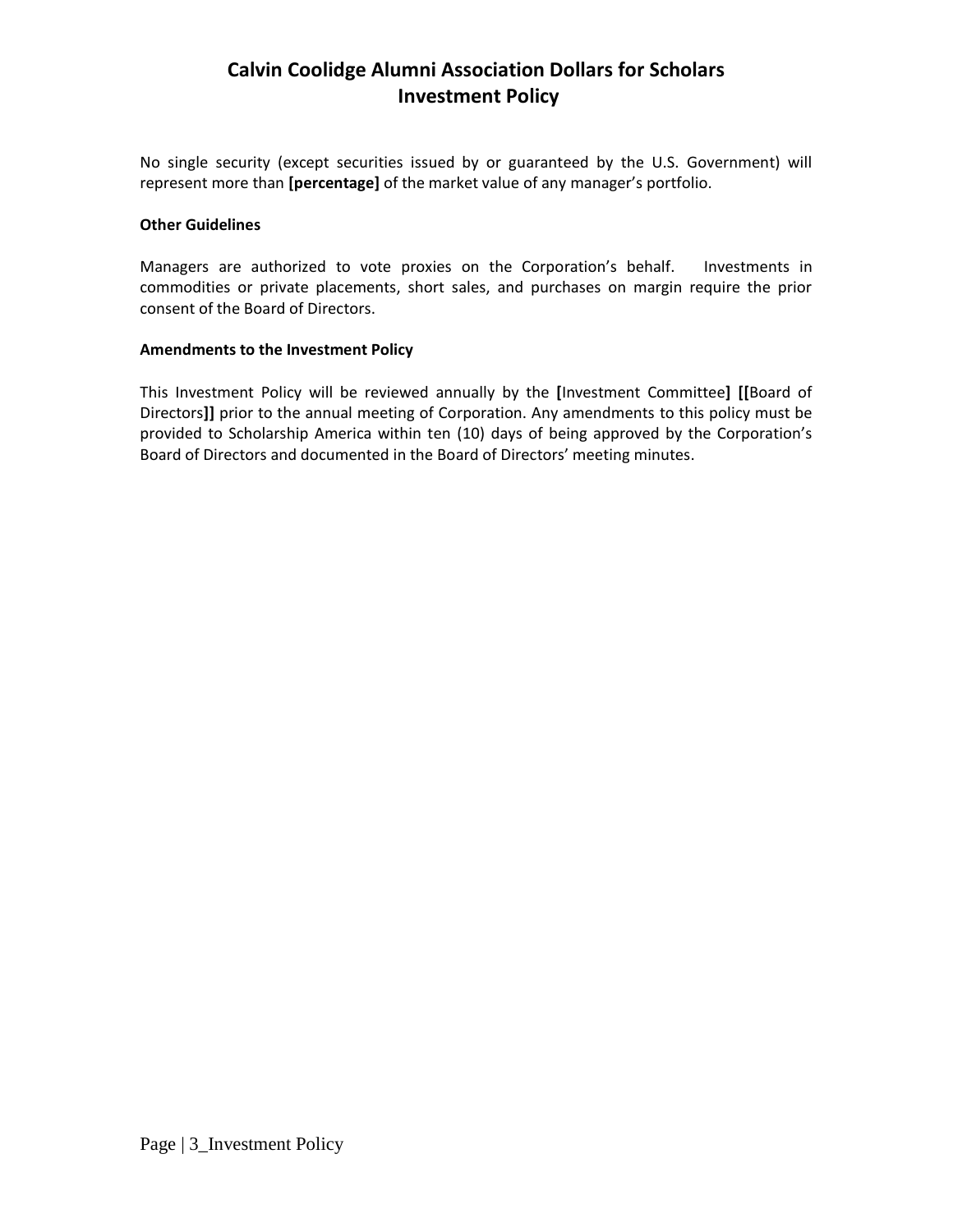No single security (except securities issued by or guaranteed by the U.S. Government) will represent more than **[percentage]** of the market value of any manager's portfolio.

**Other Guidelines**

Managers are authorized to vote proxies on the Corporation's behalf. Investments in commodities or private placements, short sales, and purchases on margin require the prior consent of the Board of Directors.

**Amendments to the Investment Policy**

This Investment Policy will be reviewed annually by the **[**Investment Committee**]** **[[**Board of Directors**]]** prior to the annual meeting of Corporation. Any amendments to this policy must be provided to Scholarship America within ten (10) days of being approved by the Corporation's Board of Directors and documented in the Board of Directors' meeting minutes.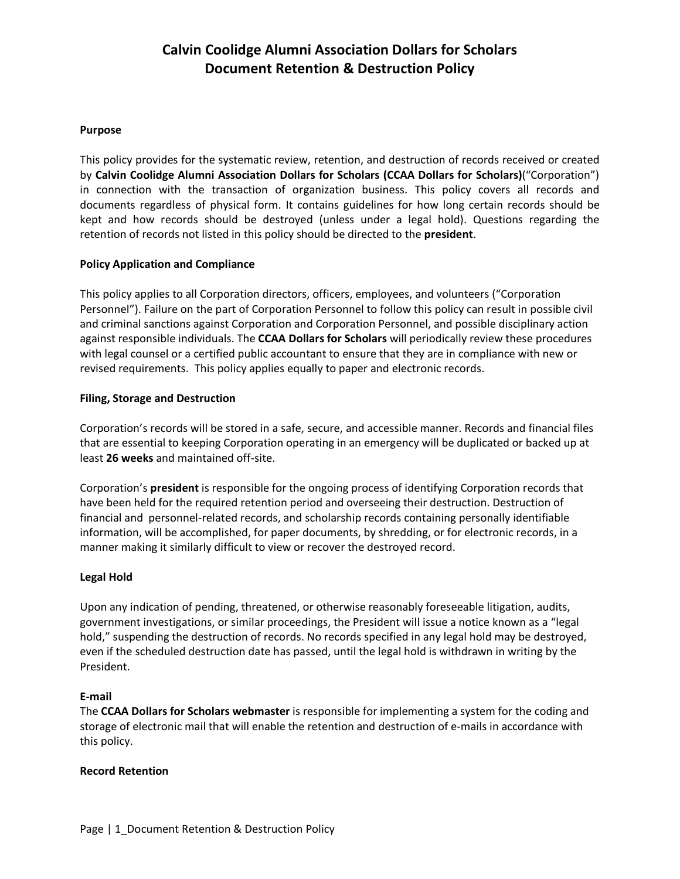# Calvin Coolidge Alumni Association Dollars for Scholars
# Document Retention & Destruction Policy

**Purpose**

This policy provides for the systematic review, retention, and destruction of records received or created by **Calvin Coolidge Alumni Association Dollars for Scholars (CCAA Dollars for Scholars)**("Corporation") in connection with the transaction of organization business. This policy covers all records and documents regardless of physical form. It contains guidelines for how long certain records should be kept and how records should be destroyed (unless under a legal hold). Questions regarding the retention of records not listed in this policy should be directed to the **president**.

**Policy Application and Compliance**

This policy applies to all Corporation directors, officers, employees, and volunteers ("Corporation Personnel"). Failure on the part of Corporation Personnel to follow this policy can result in possible civil and criminal sanctions against Corporation and Corporation Personnel, and possible disciplinary action against responsible individuals. The **CCAA Dollars for Scholars** will periodically review these procedures with legal counsel or a certified public accountant to ensure that they are in compliance with new or revised requirements. This policy applies equally to paper and electronic records.

**Filing, Storage and Destruction**

Corporation's records will be stored in a safe, secure, and accessible manner. Records and financial files that are essential to keeping Corporation operating in an emergency will be duplicated or backed up at least **26 weeks** and maintained off-site.

Corporation's **president** is responsible for the ongoing process of identifying Corporation records that have been held for the required retention period and overseeing their destruction. Destruction of financial and personnel-related records, and scholarship records containing personally identifiable information, will be accomplished, for paper documents, by shredding, or for electronic records, in a manner making it similarly difficult to view or recover the destroyed record.

**Legal Hold**

Upon any indication of pending, threatened, or otherwise reasonably foreseeable litigation, audits, government investigations, or similar proceedings, the President will issue a notice known as a "legal hold," suspending the destruction of records. No records specified in any legal hold may be destroyed, even if the scheduled destruction date has passed, until the legal hold is withdrawn in writing by the President.

**E-mail**

The **CCAA Dollars for Scholars webmaster** is responsible for implementing a system for the coding and storage of electronic mail that will enable the retention and destruction of e-mails in accordance with this policy.

**Record Retention**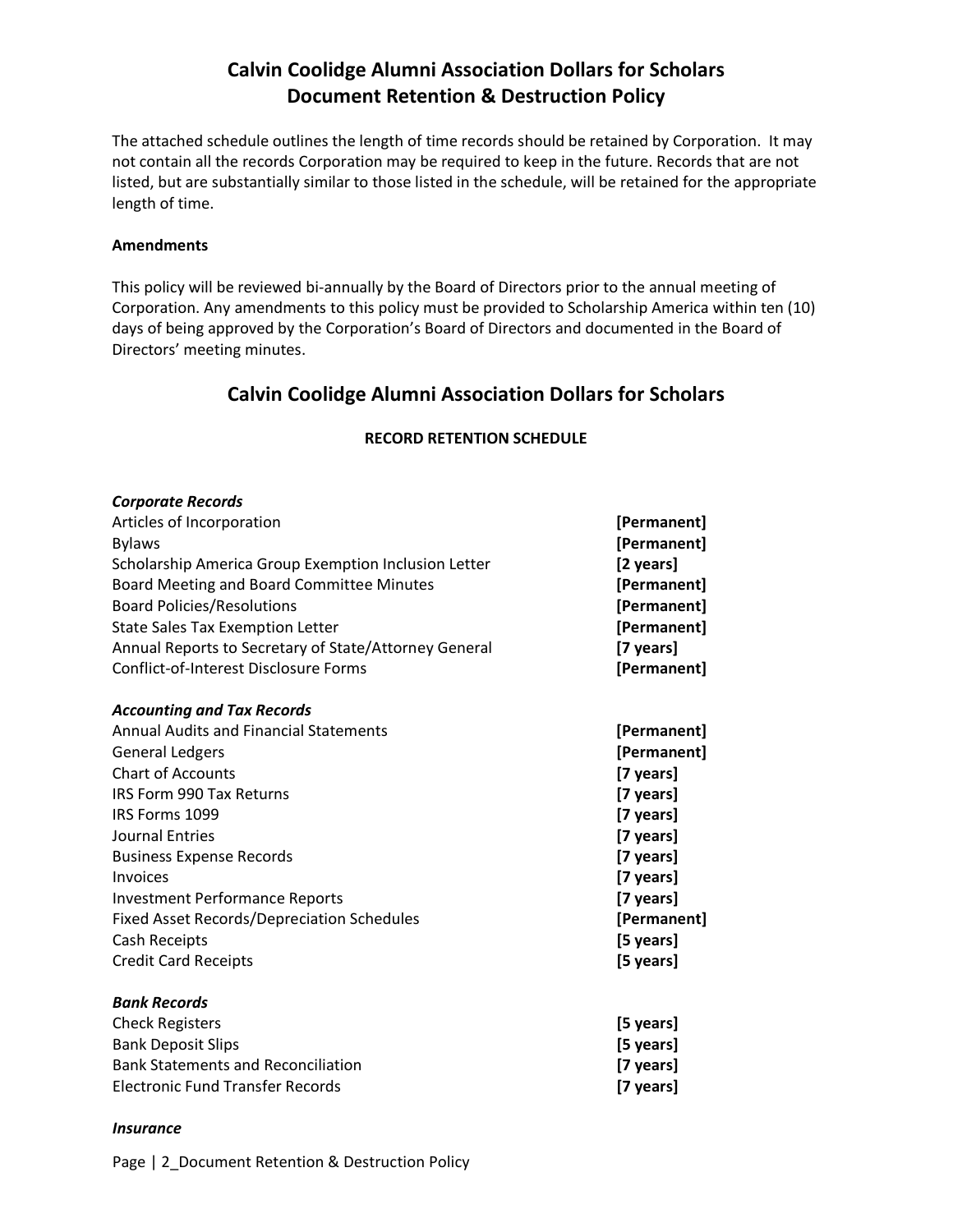# Calvin Coolidge Alumni Association Dollars for Scholars
# Document Retention & Destruction Policy

The attached schedule outlines the length of time records should be retained by Corporation. It may not contain all the records Corporation may be required to keep in the future. Records that are not listed, but are substantially similar to those listed in the schedule, will be retained for the appropriate length of time.

**Amendments**

This policy will be reviewed bi-annually by the Board of Directors prior to the annual meeting of Corporation. Any amendments to this policy must be provided to Scholarship America within ten (10) days of being approved by the Corporation's Board of Directors and documented in the Board of Directors' meeting minutes.

## Calvin Coolidge Alumni Association Dollars for Scholars

**RECORD RETENTION SCHEDULE**

***Corporate Records***

| | |
|---|---|
| Articles of Incorporation | **[Permanent]** |
| Bylaws | **[Permanent]** |
| Scholarship America Group Exemption Inclusion Letter | **[2 years]** |
| Board Meeting and Board Committee Minutes | **[Permanent]** |
| Board Policies/Resolutions | **[Permanent]** |
| State Sales Tax Exemption Letter | **[Permanent]** |
| Annual Reports to Secretary of State/Attorney General | **[7 years]** |
| Conflict-of-Interest Disclosure Forms | **[Permanent]** |

***Accounting and Tax Records***

| | |
|---|---|
| Annual Audits and Financial Statements | **[Permanent]** |
| General Ledgers | **[Permanent]** |
| Chart of Accounts | **[7 years]** |
| IRS Form 990 Tax Returns | **[7 years]** |
| IRS Forms 1099 | **[7 years]** |
| Journal Entries | **[7 years]** |
| Business Expense Records | **[7 years]** |
| Invoices | **[7 years]** |
| Investment Performance Reports | **[7 years]** |
| Fixed Asset Records/Depreciation Schedules | **[Permanent]** |
| Cash Receipts | **[5 years]** |
| Credit Card Receipts | **[5 years]** |

***Bank Records***

| | |
|---|---|
| Check Registers | **[5 years]** |
| Bank Deposit Slips | **[5 years]** |
| Bank Statements and Reconciliation | **[7 years]** |
| Electronic Fund Transfer Records | **[7 years]** |

***Insurance***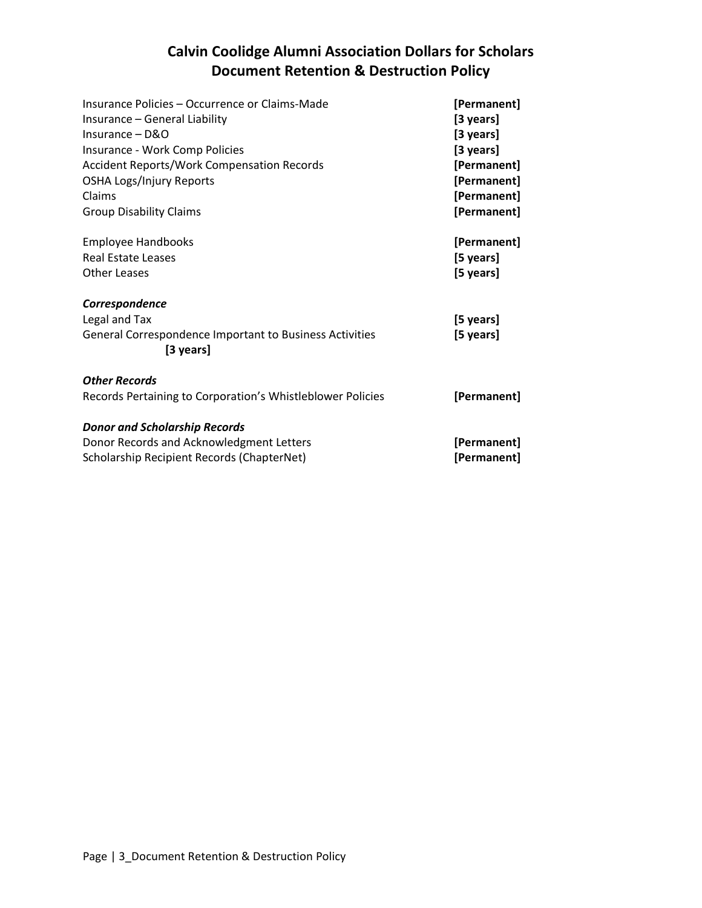# Calvin Coolidge Alumni Association Dollars for Scholars
# Document Retention & Destruction Policy

| | |
|---|---|
| Insurance Policies – Occurrence or Claims-Made | **[Permanent]** |
| Insurance – General Liability | **[3 years]** |
| Insurance – D&O | **[3 years]** |
| Insurance - Work Comp Policies | **[3 years]** |
| Accident Reports/Work Compensation Records | **[Permanent]** |
| OSHA Logs/Injury Reports | **[Permanent]** |
| Claims | **[Permanent]** |
| Group Disability Claims | **[Permanent]** |
| | |
| Employee Handbooks | **[Permanent]** |
| Real Estate Leases | **[5 years]** |
| Other Leases | **[5 years]** |
| | |
| ***Correspondence*** | |
| Legal and Tax | **[5 years]** |
| General Correspondence Important to Business Activities **[3 years]** | **[5 years]** |
| | |
| ***Other Records*** | |
| Records Pertaining to Corporation's Whistleblower Policies | **[Permanent]** |
| | |
| ***Donor and Scholarship Records*** | |
| Donor Records and Acknowledgment Letters | **[Permanent]** |
| Scholarship Recipient Records (ChapterNet) | **[Permanent]** |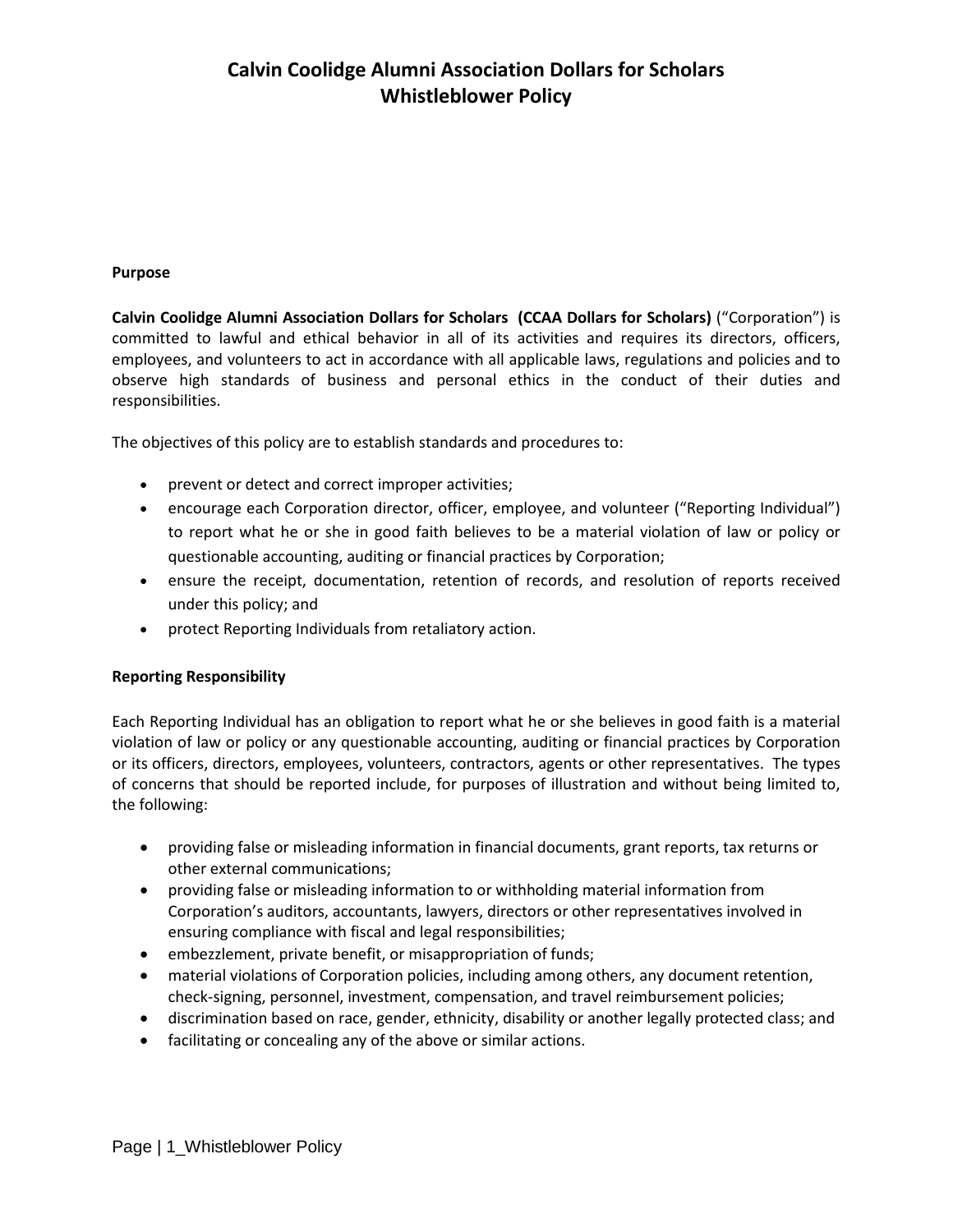# Calvin Coolidge Alumni Association Dollars for Scholars
# Whistleblower Policy

**Purpose**

**Calvin Coolidge Alumni Association Dollars for Scholars (CCAA Dollars for Scholars)** ("Corporation") is committed to lawful and ethical behavior in all of its activities and requires its directors, officers, employees, and volunteers to act in accordance with all applicable laws, regulations and policies and to observe high standards of business and personal ethics in the conduct of their duties and responsibilities.

The objectives of this policy are to establish standards and procedures to:

- prevent or detect and correct improper activities;
- encourage each Corporation director, officer, employee, and volunteer ("Reporting Individual") to report what he or she in good faith believes to be a material violation of law or policy or questionable accounting, auditing or financial practices by Corporation;
- ensure the receipt, documentation, retention of records, and resolution of reports received under this policy; and
- protect Reporting Individuals from retaliatory action.

**Reporting Responsibility**

Each Reporting Individual has an obligation to report what he or she believes in good faith is a material violation of law or policy or any questionable accounting, auditing or financial practices by Corporation or its officers, directors, employees, volunteers, contractors, agents or other representatives. The types of concerns that should be reported include, for purposes of illustration and without being limited to, the following:

- providing false or misleading information in financial documents, grant reports, tax returns or other external communications;
- providing false or misleading information to or withholding material information from Corporation's auditors, accountants, lawyers, directors or other representatives involved in ensuring compliance with fiscal and legal responsibilities;
- embezzlement, private benefit, or misappropriation of funds;
- material violations of Corporation policies, including among others, any document retention, check-signing, personnel, investment, compensation, and travel reimbursement policies;
- discrimination based on race, gender, ethnicity, disability or another legally protected class; and
- facilitating or concealing any of the above or similar actions.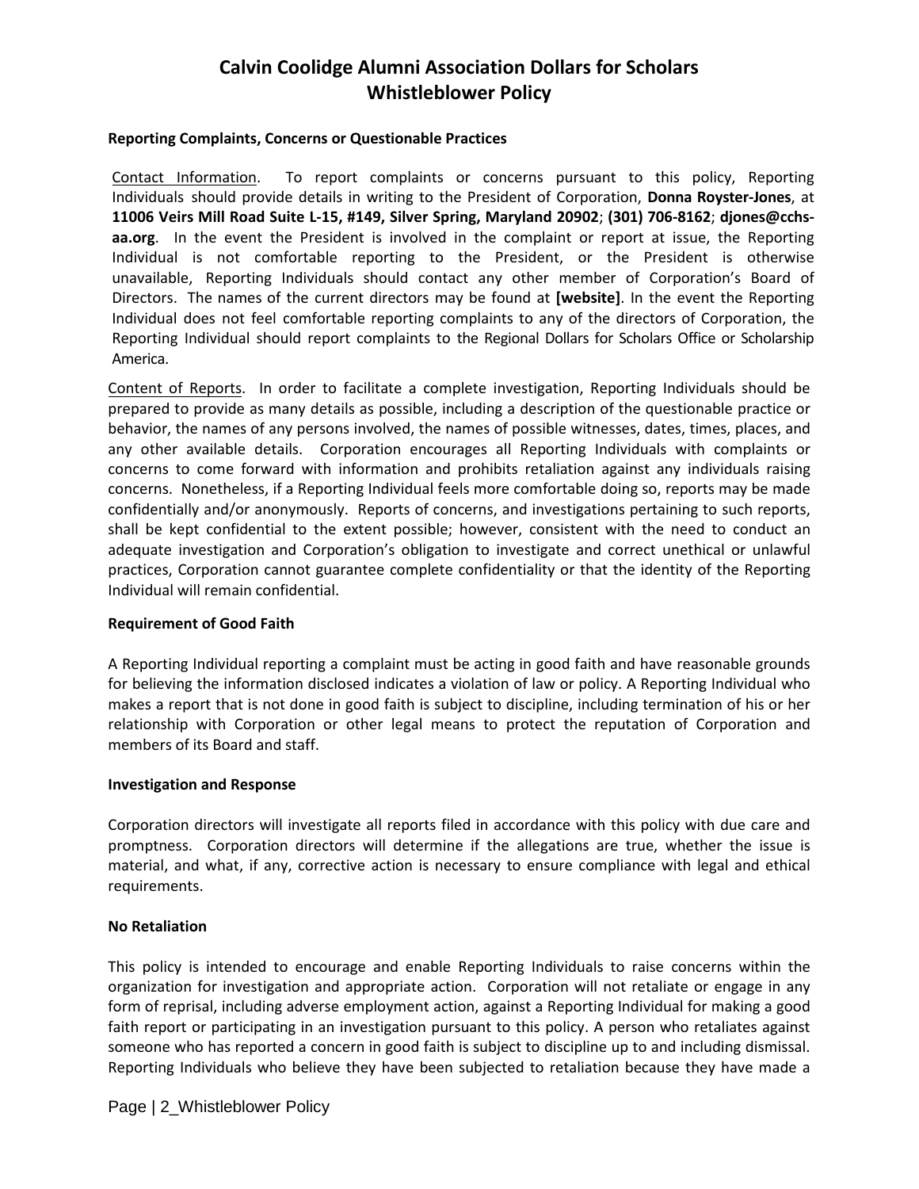# Calvin Coolidge Alumni Association Dollars for Scholars
# Whistleblower Policy

**Reporting Complaints, Concerns or Questionable Practices**

Contact Information. To report complaints or concerns pursuant to this policy, Reporting Individuals should provide details in writing to the President of Corporation, **Donna Royster-Jones**, at **11006 Veirs Mill Road Suite L-15, #149, Silver Spring, Maryland 20902**; **(301) 706-8162**; **djones@cchs-aa.org**. In the event the President is involved in the complaint or report at issue, the Reporting Individual is not comfortable reporting to the President, or the President is otherwise unavailable, Reporting Individuals should contact any other member of Corporation's Board of Directors. The names of the current directors may be found at **[website]**. In the event the Reporting Individual does not feel comfortable reporting complaints to any of the directors of Corporation, the Reporting Individual should report complaints to the Regional Dollars for Scholars Office or Scholarship America.

Content of Reports. In order to facilitate a complete investigation, Reporting Individuals should be prepared to provide as many details as possible, including a description of the questionable practice or behavior, the names of any persons involved, the names of possible witnesses, dates, times, places, and any other available details. Corporation encourages all Reporting Individuals with complaints or concerns to come forward with information and prohibits retaliation against any individuals raising concerns. Nonetheless, if a Reporting Individual feels more comfortable doing so, reports may be made confidentially and/or anonymously. Reports of concerns, and investigations pertaining to such reports, shall be kept confidential to the extent possible; however, consistent with the need to conduct an adequate investigation and Corporation's obligation to investigate and correct unethical or unlawful practices, Corporation cannot guarantee complete confidentiality or that the identity of the Reporting Individual will remain confidential.

**Requirement of Good Faith**

A Reporting Individual reporting a complaint must be acting in good faith and have reasonable grounds for believing the information disclosed indicates a violation of law or policy. A Reporting Individual who makes a report that is not done in good faith is subject to discipline, including termination of his or her relationship with Corporation or other legal means to protect the reputation of Corporation and members of its Board and staff.

**Investigation and Response**

Corporation directors will investigate all reports filed in accordance with this policy with due care and promptness. Corporation directors will determine if the allegations are true, whether the issue is material, and what, if any, corrective action is necessary to ensure compliance with legal and ethical requirements.

**No Retaliation**

This policy is intended to encourage and enable Reporting Individuals to raise concerns within the organization for investigation and appropriate action. Corporation will not retaliate or engage in any form of reprisal, including adverse employment action, against a Reporting Individual for making a good faith report or participating in an investigation pursuant to this policy. A person who retaliates against someone who has reported a concern in good faith is subject to discipline up to and including dismissal. Reporting Individuals who believe they have been subjected to retaliation because they have made a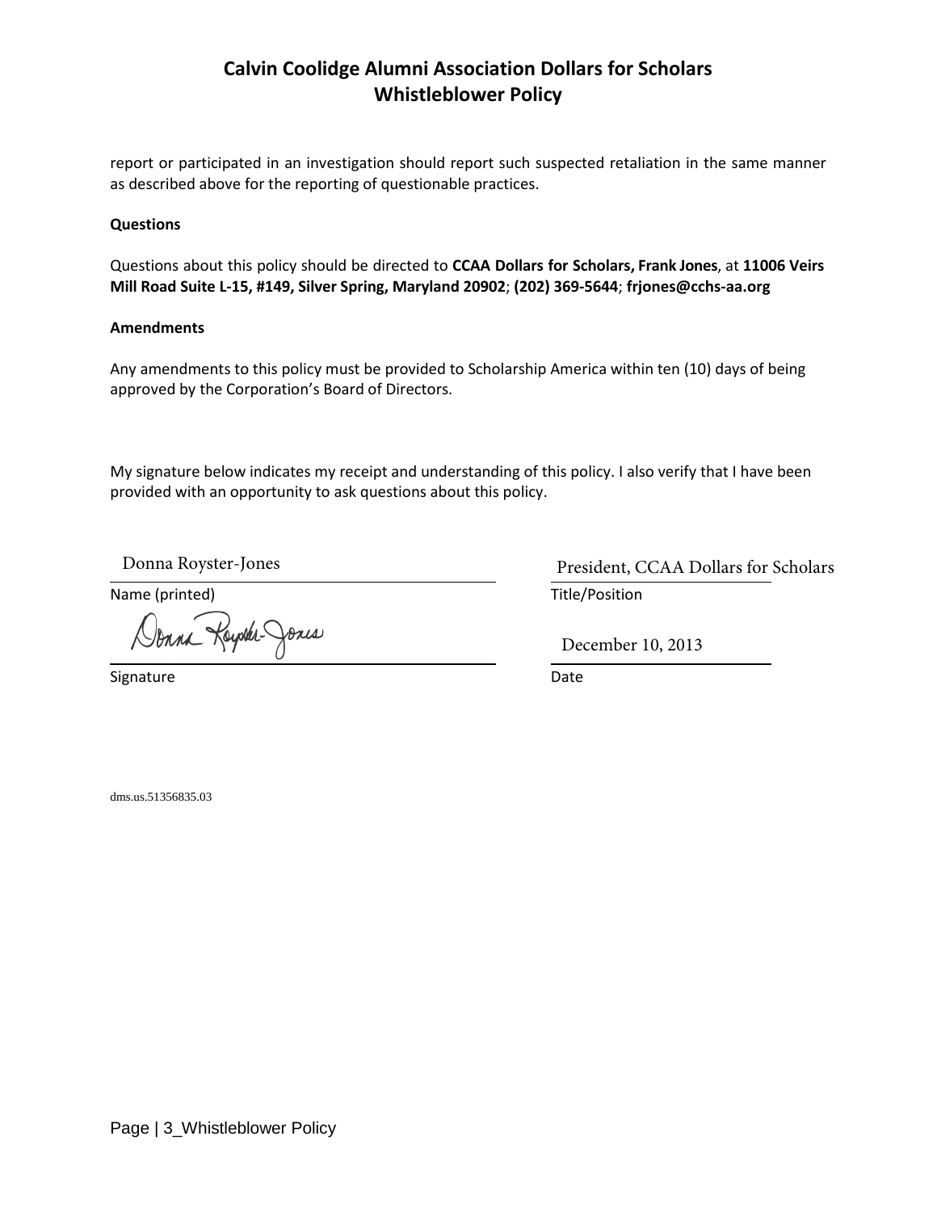report or participated in an investigation should report such suspected retaliation in the same manner as described above for the reporting of questionable practices.

**Questions**

Questions about this policy should be directed to **CCAA Dollars for Scholars, Frank Jones**, at **11006 Veirs Mill Road Suite L-15, #149, Silver Spring, Maryland 20902**; **(202) 369-5644**; **frjones@cchs-aa.org**

**Amendments**

Any amendments to this policy must be provided to Scholarship America within ten (10) days of being approved by the Corporation's Board of Directors.

My signature below indicates my receipt and understanding of this policy. I also verify that I have been provided with an opportunity to ask questions about this policy.

Donna Royster-Jones
Name (printed)

President, CCAA Dollars for Scholars
Title/Position

Donna Royster-Jones
Signature

December 10, 2013
Date

dms.us.51356835.03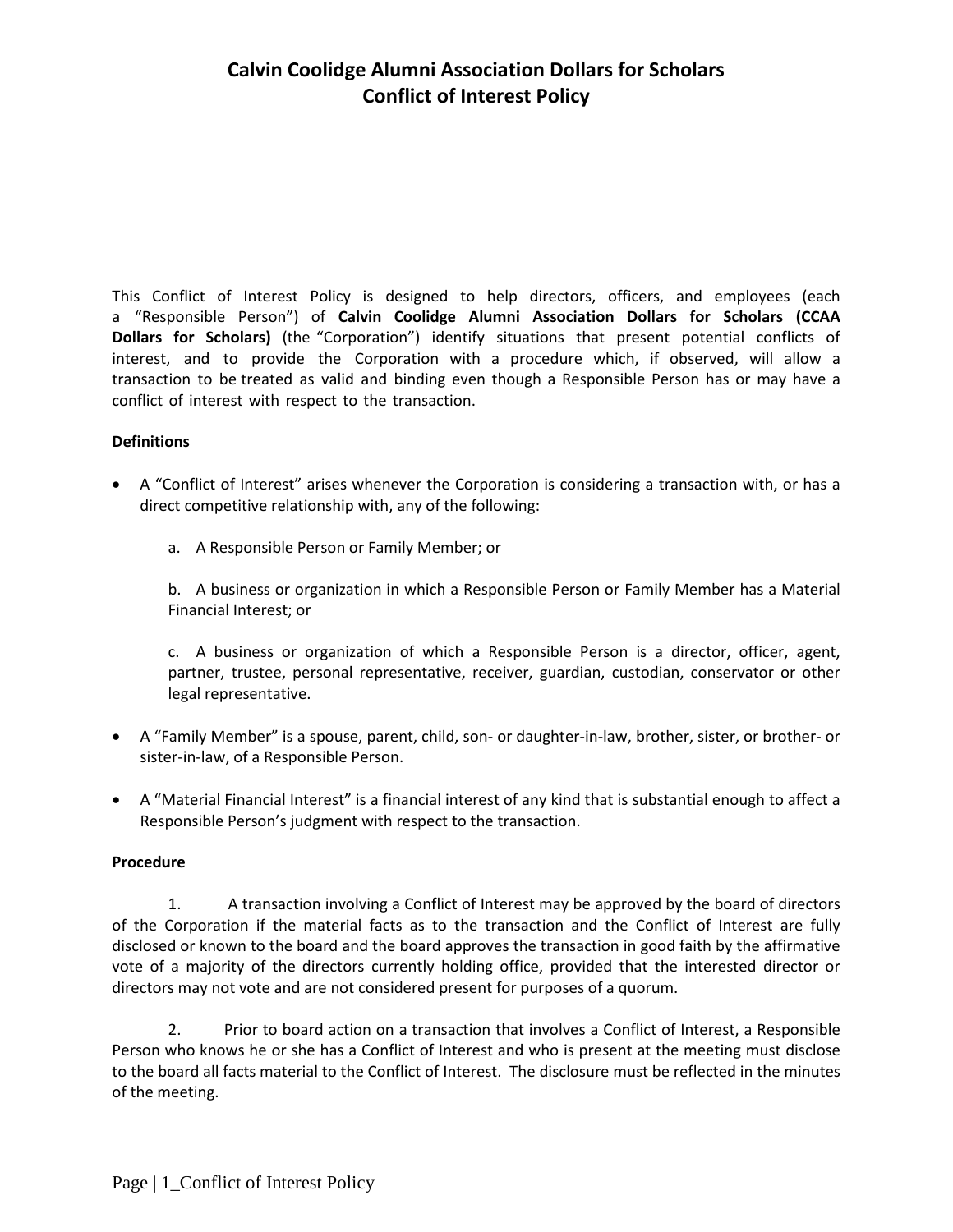# Calvin Coolidge Alumni Association Dollars for Scholars
# Conflict of Interest Policy

This Conflict of Interest Policy is designed to help directors, officers, and employees (each a "Responsible Person") of **Calvin Coolidge Alumni Association Dollars for Scholars (CCAA Dollars for Scholars)** (the "Corporation") identify situations that present potential conflicts of interest, and to provide the Corporation with a procedure which, if observed, will allow a transaction to be treated as valid and binding even though a Responsible Person has or may have a conflict of interest with respect to the transaction.

**Definitions**

- A "Conflict of Interest" arises whenever the Corporation is considering a transaction with, or has a direct competitive relationship with, any of the following:

  a. A Responsible Person or Family Member; or

  b. A business or organization in which a Responsible Person or Family Member has a Material Financial Interest; or

  c. A business or organization of which a Responsible Person is a director, officer, agent, partner, trustee, personal representative, receiver, guardian, custodian, conservator or other legal representative.

- A "Family Member" is a spouse, parent, child, son- or daughter-in-law, brother, sister, or brother- or sister-in-law, of a Responsible Person.

- A "Material Financial Interest" is a financial interest of any kind that is substantial enough to affect a Responsible Person's judgment with respect to the transaction.

**Procedure**

1. A transaction involving a Conflict of Interest may be approved by the board of directors of the Corporation if the material facts as to the transaction and the Conflict of Interest are fully disclosed or known to the board and the board approves the transaction in good faith by the affirmative vote of a majority of the directors currently holding office, provided that the interested director or directors may not vote and are not considered present for purposes of a quorum.

2. Prior to board action on a transaction that involves a Conflict of Interest, a Responsible Person who knows he or she has a Conflict of Interest and who is present at the meeting must disclose to the board all facts material to the Conflict of Interest. The disclosure must be reflected in the minutes of the meeting.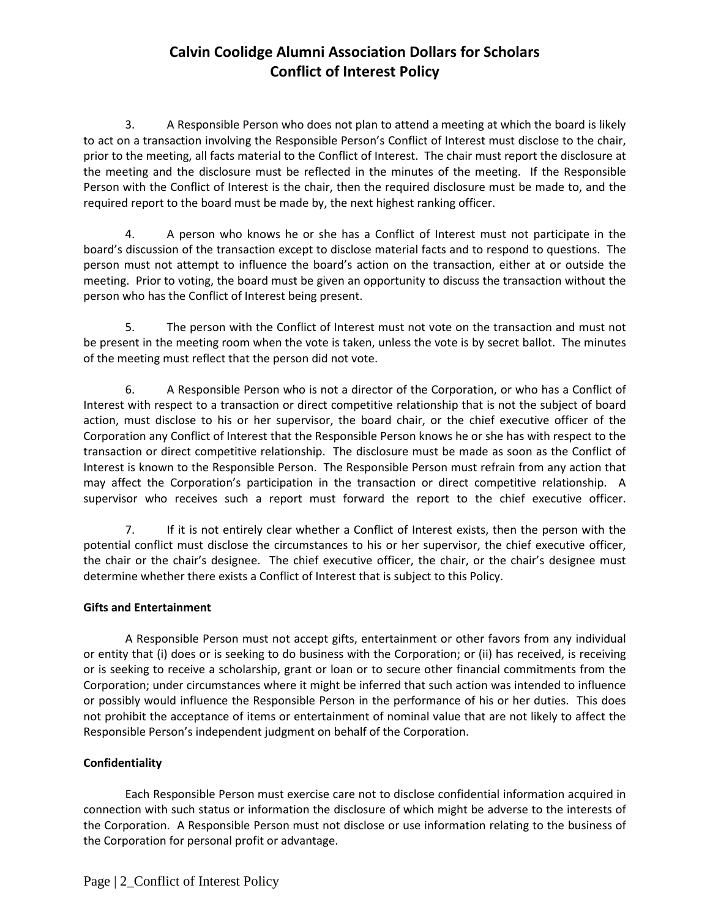# Calvin Coolidge Alumni Association Dollars for Scholars
# Conflict of Interest Policy

3. A Responsible Person who does not plan to attend a meeting at which the board is likely to act on a transaction involving the Responsible Person's Conflict of Interest must disclose to the chair, prior to the meeting, all facts material to the Conflict of Interest. The chair must report the disclosure at the meeting and the disclosure must be reflected in the minutes of the meeting. If the Responsible Person with the Conflict of Interest is the chair, then the required disclosure must be made to, and the required report to the board must be made by, the next highest ranking officer.

4. A person who knows he or she has a Conflict of Interest must not participate in the board's discussion of the transaction except to disclose material facts and to respond to questions. The person must not attempt to influence the board's action on the transaction, either at or outside the meeting. Prior to voting, the board must be given an opportunity to discuss the transaction without the person who has the Conflict of Interest being present.

5. The person with the Conflict of Interest must not vote on the transaction and must not be present in the meeting room when the vote is taken, unless the vote is by secret ballot. The minutes of the meeting must reflect that the person did not vote.

6. A Responsible Person who is not a director of the Corporation, or who has a Conflict of Interest with respect to a transaction or direct competitive relationship that is not the subject of board action, must disclose to his or her supervisor, the board chair, or the chief executive officer of the Corporation any Conflict of Interest that the Responsible Person knows he or she has with respect to the transaction or direct competitive relationship. The disclosure must be made as soon as the Conflict of Interest is known to the Responsible Person. The Responsible Person must refrain from any action that may affect the Corporation's participation in the transaction or direct competitive relationship. A supervisor who receives such a report must forward the report to the chief executive officer.

7. If it is not entirely clear whether a Conflict of Interest exists, then the person with the potential conflict must disclose the circumstances to his or her supervisor, the chief executive officer, the chair or the chair's designee. The chief executive officer, the chair, or the chair's designee must determine whether there exists a Conflict of Interest that is subject to this Policy.

**Gifts and Entertainment**

A Responsible Person must not accept gifts, entertainment or other favors from any individual or entity that (i) does or is seeking to do business with the Corporation; or (ii) has received, is receiving or is seeking to receive a scholarship, grant or loan or to secure other financial commitments from the Corporation; under circumstances where it might be inferred that such action was intended to influence or possibly would influence the Responsible Person in the performance of his or her duties. This does not prohibit the acceptance of items or entertainment of nominal value that are not likely to affect the Responsible Person's independent judgment on behalf of the Corporation.

**Confidentiality**

Each Responsible Person must exercise care not to disclose confidential information acquired in connection with such status or information the disclosure of which might be adverse to the interests of the Corporation. A Responsible Person must not disclose or use information relating to the business of the Corporation for personal profit or advantage.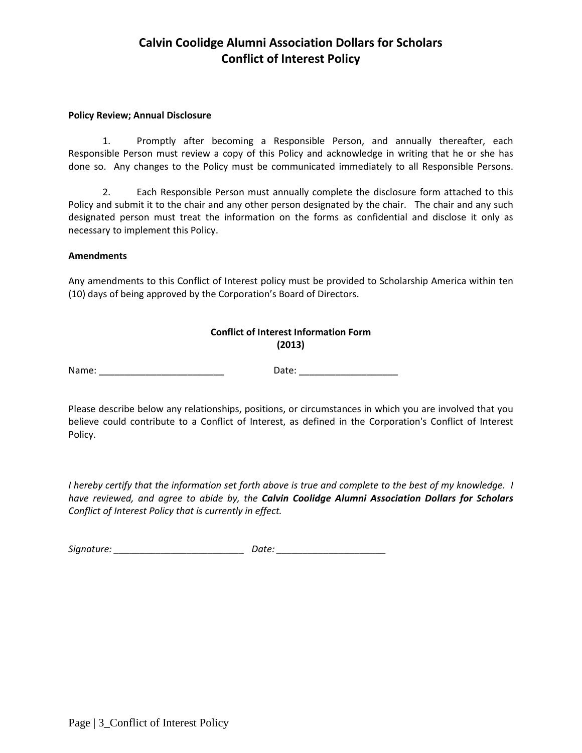# Calvin Coolidge Alumni Association Dollars for Scholars
# Conflict of Interest Policy

**Policy Review; Annual Disclosure**

1. Promptly after becoming a Responsible Person, and annually thereafter, each Responsible Person must review a copy of this Policy and acknowledge in writing that he or she has done so. Any changes to the Policy must be communicated immediately to all Responsible Persons.

2. Each Responsible Person must annually complete the disclosure form attached to this Policy and submit it to the chair and any other person designated by the chair. The chair and any such designated person must treat the information on the forms as confidential and disclose it only as necessary to implement this Policy.

**Amendments**

Any amendments to this Conflict of Interest policy must be provided to Scholarship America within ten (10) days of being approved by the Corporation's Board of Directors.

**Conflict of Interest Information Form**
**(2013)**

Name: ________________________ Date: ___________________

Please describe below any relationships, positions, or circumstances in which you are involved that you believe could contribute to a Conflict of Interest, as defined in the Corporation's Conflict of Interest Policy.

*I hereby certify that the information set forth above is true and complete to the best of my knowledge. I have reviewed, and agree to abide by, the **Calvin Coolidge Alumni Association Dollars for Scholars** Conflict of Interest Policy that is currently in effect.*

*Signature:* _________________________ *Date:* _____________________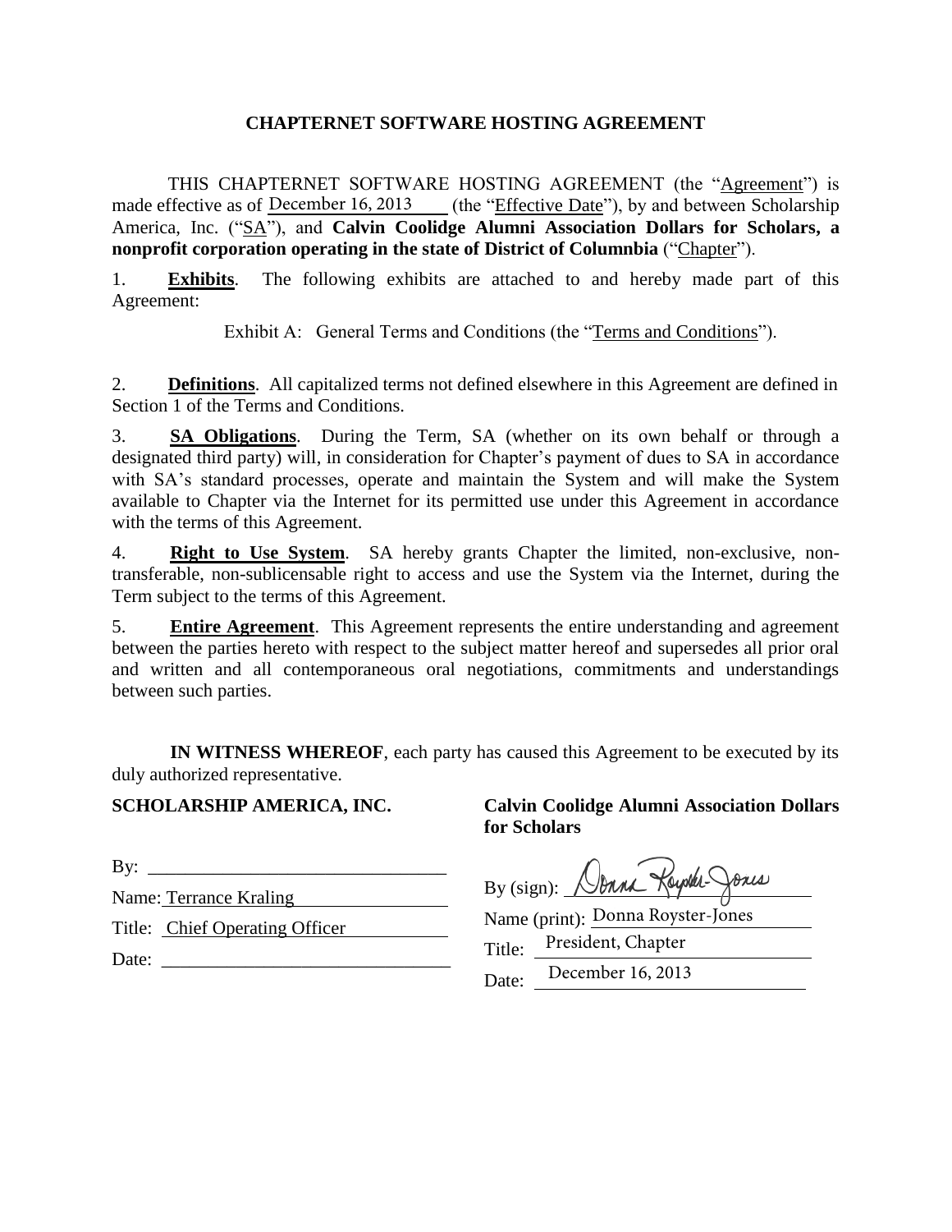# CHAPTERNET SOFTWARE HOSTING AGREEMENT

THIS CHAPTERNET SOFTWARE HOSTING AGREEMENT (the "Agreement") is made effective as of December 16, 2013 (the "Effective Date"), by and between Scholarship America, Inc. ("SA"), and **Calvin Coolidge Alumni Association Dollars for Scholars, a nonprofit corporation operating in the state of District of Columnbia** ("Chapter").

1. **Exhibits**. The following exhibits are attached to and hereby made part of this Agreement:

   Exhibit A: General Terms and Conditions (the "Terms and Conditions").

2. **Definitions**. All capitalized terms not defined elsewhere in this Agreement are defined in Section 1 of the Terms and Conditions.

3. **SA Obligations**. During the Term, SA (whether on its own behalf or through a designated third party) will, in consideration for Chapter's payment of dues to SA in accordance with SA's standard processes, operate and maintain the System and will make the System available to Chapter via the Internet for its permitted use under this Agreement in accordance with the terms of this Agreement.

4. **Right to Use System**. SA hereby grants Chapter the limited, non-exclusive, non-transferable, non-sublicensable right to access and use the System via the Internet, during the Term subject to the terms of this Agreement.

5. **Entire Agreement**. This Agreement represents the entire understanding and agreement between the parties hereto with respect to the subject matter hereof and supersedes all prior oral and written and all contemporaneous oral negotiations, commitments and understandings between such parties.

**IN WITNESS WHEREOF**, each party has caused this Agreement to be executed by its duly authorized representative.

**SCHOLARSHIP AMERICA, INC.**

By: ______________________________

Name: Terrance Kraling

Title: Chief Operating Officer

Date: ______________________________

**Calvin Coolidge Alumni Association Dollars for Scholars**

By (sign): Donna Royster-Jones

Name (print): Donna Royster-Jones

Title: President, Chapter

Date: December 16, 2013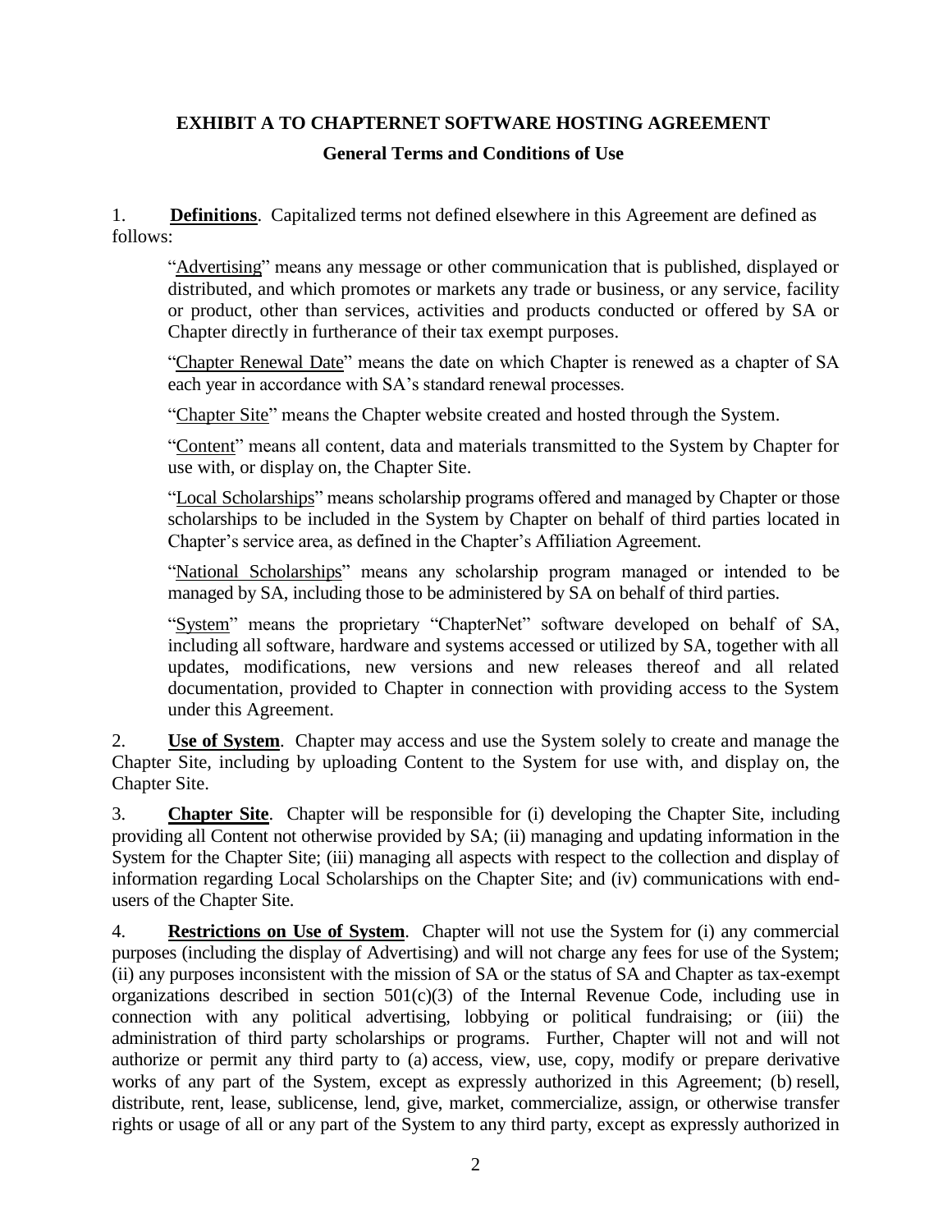# EXHIBIT A TO CHAPTERNET SOFTWARE HOSTING AGREEMENT

## General Terms and Conditions of Use

1. **Definitions**. Capitalized terms not defined elsewhere in this Agreement are defined as follows:

> "Advertising" means any message or other communication that is published, displayed or distributed, and which promotes or markets any trade or business, or any service, facility or product, other than services, activities and products conducted or offered by SA or Chapter directly in furtherance of their tax exempt purposes.
>
> "Chapter Renewal Date" means the date on which Chapter is renewed as a chapter of SA each year in accordance with SA's standard renewal processes.
>
> "Chapter Site" means the Chapter website created and hosted through the System.
>
> "Content" means all content, data and materials transmitted to the System by Chapter for use with, or display on, the Chapter Site.
>
> "Local Scholarships" means scholarship programs offered and managed by Chapter or those scholarships to be included in the System by Chapter on behalf of third parties located in Chapter's service area, as defined in the Chapter's Affiliation Agreement.
>
> "National Scholarships" means any scholarship program managed or intended to be managed by SA, including those to be administered by SA on behalf of third parties.
>
> "System" means the proprietary "ChapterNet" software developed on behalf of SA, including all software, hardware and systems accessed or utilized by SA, together with all updates, modifications, new versions and new releases thereof and all related documentation, provided to Chapter in connection with providing access to the System under this Agreement.

2. **Use of System**. Chapter may access and use the System solely to create and manage the Chapter Site, including by uploading Content to the System for use with, and display on, the Chapter Site.

3. **Chapter Site**. Chapter will be responsible for (i) developing the Chapter Site, including providing all Content not otherwise provided by SA; (ii) managing and updating information in the System for the Chapter Site; (iii) managing all aspects with respect to the collection and display of information regarding Local Scholarships on the Chapter Site; and (iv) communications with end-users of the Chapter Site.

4. **Restrictions on Use of System**. Chapter will not use the System for (i) any commercial purposes (including the display of Advertising) and will not charge any fees for use of the System; (ii) any purposes inconsistent with the mission of SA or the status of SA and Chapter as tax-exempt organizations described in section 501(c)(3) of the Internal Revenue Code, including use in connection with any political advertising, lobbying or political fundraising; or (iii) the administration of third party scholarships or programs. Further, Chapter will not and will not authorize or permit any third party to (a) access, view, use, copy, modify or prepare derivative works of any part of the System, except as expressly authorized in this Agreement; (b) resell, distribute, rent, lease, sublicense, lend, give, market, commercialize, assign, or otherwise transfer rights or usage of all or any part of the System to any third party, except as expressly authorized in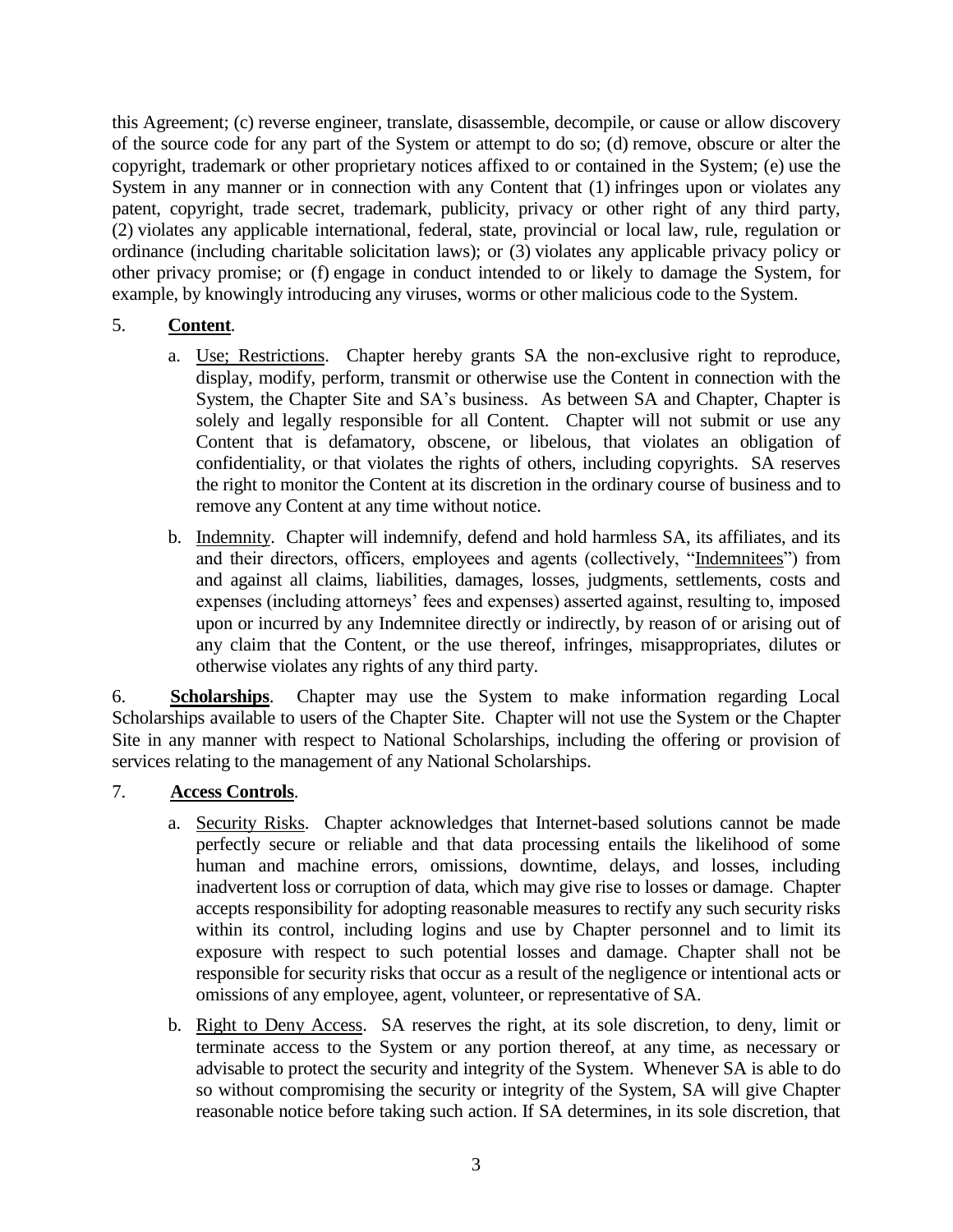this Agreement; (c) reverse engineer, translate, disassemble, decompile, or cause or allow discovery of the source code for any part of the System or attempt to do so; (d) remove, obscure or alter the copyright, trademark or other proprietary notices affixed to or contained in the System; (e) use the System in any manner or in connection with any Content that (1) infringes upon or violates any patent, copyright, trade secret, trademark, publicity, privacy or other right of any third party, (2) violates any applicable international, federal, state, provincial or local law, rule, regulation or ordinance (including charitable solicitation laws); or (3) violates any applicable privacy policy or other privacy promise; or (f) engage in conduct intended to or likely to damage the System, for example, by knowingly introducing any viruses, worms or other malicious code to the System.

5. **Content**.

   a. Use; Restrictions. Chapter hereby grants SA the non-exclusive right to reproduce, display, modify, perform, transmit or otherwise use the Content in connection with the System, the Chapter Site and SA's business. As between SA and Chapter, Chapter is solely and legally responsible for all Content. Chapter will not submit or use any Content that is defamatory, obscene, or libelous, that violates an obligation of confidentiality, or that violates the rights of others, including copyrights. SA reserves the right to monitor the Content at its discretion in the ordinary course of business and to remove any Content at any time without notice.

   b. Indemnity. Chapter will indemnify, defend and hold harmless SA, its affiliates, and its and their directors, officers, employees and agents (collectively, "Indemnitees") from and against all claims, liabilities, damages, losses, judgments, settlements, costs and expenses (including attorneys' fees and expenses) asserted against, resulting to, imposed upon or incurred by any Indemnitee directly or indirectly, by reason of or arising out of any claim that the Content, or the use thereof, infringes, misappropriates, dilutes or otherwise violates any rights of any third party.

6. **Scholarships**. Chapter may use the System to make information regarding Local Scholarships available to users of the Chapter Site. Chapter will not use the System or the Chapter Site in any manner with respect to National Scholarships, including the offering or provision of services relating to the management of any National Scholarships.

7. **Access Controls**.

   a. Security Risks. Chapter acknowledges that Internet-based solutions cannot be made perfectly secure or reliable and that data processing entails the likelihood of some human and machine errors, omissions, downtime, delays, and losses, including inadvertent loss or corruption of data, which may give rise to losses or damage. Chapter accepts responsibility for adopting reasonable measures to rectify any such security risks within its control, including logins and use by Chapter personnel and to limit its exposure with respect to such potential losses and damage. Chapter shall not be responsible for security risks that occur as a result of the negligence or intentional acts or omissions of any employee, agent, volunteer, or representative of SA.

   b. Right to Deny Access. SA reserves the right, at its sole discretion, to deny, limit or terminate access to the System or any portion thereof, at any time, as necessary or advisable to protect the security and integrity of the System. Whenever SA is able to do so without compromising the security or integrity of the System, SA will give Chapter reasonable notice before taking such action. If SA determines, in its sole discretion, that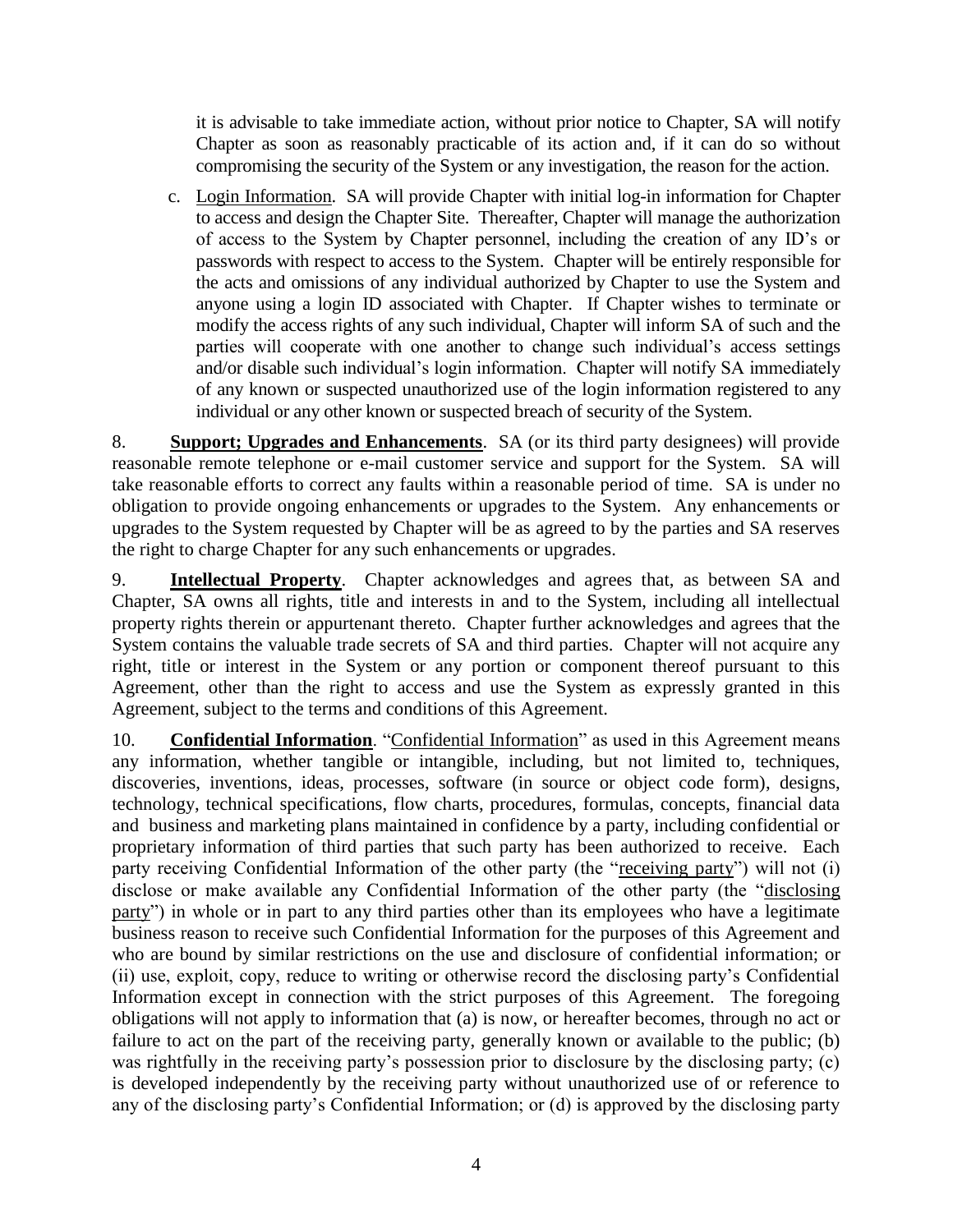it is advisable to take immediate action, without prior notice to Chapter, SA will notify Chapter as soon as reasonably practicable of its action and, if it can do so without compromising the security of the System or any investigation, the reason for the action.

c. Login Information. SA will provide Chapter with initial log-in information for Chapter to access and design the Chapter Site. Thereafter, Chapter will manage the authorization of access to the System by Chapter personnel, including the creation of any ID's or passwords with respect to access to the System. Chapter will be entirely responsible for the acts and omissions of any individual authorized by Chapter to use the System and anyone using a login ID associated with Chapter. If Chapter wishes to terminate or modify the access rights of any such individual, Chapter will inform SA of such and the parties will cooperate with one another to change such individual's access settings and/or disable such individual's login information. Chapter will notify SA immediately of any known or suspected unauthorized use of the login information registered to any individual or any other known or suspected breach of security of the System.

8. **Support; Upgrades and Enhancements**. SA (or its third party designees) will provide reasonable remote telephone or e-mail customer service and support for the System. SA will take reasonable efforts to correct any faults within a reasonable period of time. SA is under no obligation to provide ongoing enhancements or upgrades to the System. Any enhancements or upgrades to the System requested by Chapter will be as agreed to by the parties and SA reserves the right to charge Chapter for any such enhancements or upgrades.

9. **Intellectual Property**. Chapter acknowledges and agrees that, as between SA and Chapter, SA owns all rights, title and interests in and to the System, including all intellectual property rights therein or appurtenant thereto. Chapter further acknowledges and agrees that the System contains the valuable trade secrets of SA and third parties. Chapter will not acquire any right, title or interest in the System or any portion or component thereof pursuant to this Agreement, other than the right to access and use the System as expressly granted in this Agreement, subject to the terms and conditions of this Agreement.

10. **Confidential Information**. "Confidential Information" as used in this Agreement means any information, whether tangible or intangible, including, but not limited to, techniques, discoveries, inventions, ideas, processes, software (in source or object code form), designs, technology, technical specifications, flow charts, procedures, formulas, concepts, financial data and business and marketing plans maintained in confidence by a party, including confidential or proprietary information of third parties that such party has been authorized to receive. Each party receiving Confidential Information of the other party (the "receiving party") will not (i) disclose or make available any Confidential Information of the other party (the "disclosing party") in whole or in part to any third parties other than its employees who have a legitimate business reason to receive such Confidential Information for the purposes of this Agreement and who are bound by similar restrictions on the use and disclosure of confidential information; or (ii) use, exploit, copy, reduce to writing or otherwise record the disclosing party's Confidential Information except in connection with the strict purposes of this Agreement. The foregoing obligations will not apply to information that (a) is now, or hereafter becomes, through no act or failure to act on the part of the receiving party, generally known or available to the public; (b) was rightfully in the receiving party's possession prior to disclosure by the disclosing party; (c) is developed independently by the receiving party without unauthorized use of or reference to any of the disclosing party's Confidential Information; or (d) is approved by the disclosing party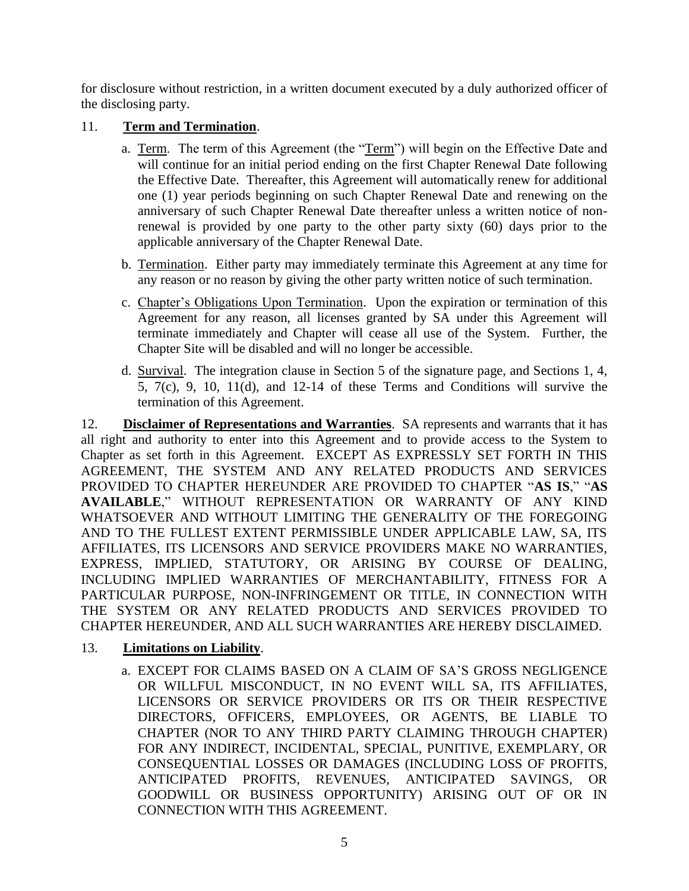for disclosure without restriction, in a written document executed by a duly authorized officer of the disclosing party.

11. **Term and Termination**.

   a. Term. The term of this Agreement (the "Term") will begin on the Effective Date and will continue for an initial period ending on the first Chapter Renewal Date following the Effective Date. Thereafter, this Agreement will automatically renew for additional one (1) year periods beginning on such Chapter Renewal Date and renewing on the anniversary of such Chapter Renewal Date thereafter unless a written notice of non-renewal is provided by one party to the other party sixty (60) days prior to the applicable anniversary of the Chapter Renewal Date.

   b. Termination. Either party may immediately terminate this Agreement at any time for any reason or no reason by giving the other party written notice of such termination.

   c. Chapter's Obligations Upon Termination. Upon the expiration or termination of this Agreement for any reason, all licenses granted by SA under this Agreement will terminate immediately and Chapter will cease all use of the System. Further, the Chapter Site will be disabled and will no longer be accessible.

   d. Survival. The integration clause in Section 5 of the signature page, and Sections 1, 4, 5, 7(c), 9, 10, 11(d), and 12-14 of these Terms and Conditions will survive the termination of this Agreement.

12. **Disclaimer of Representations and Warranties**. SA represents and warrants that it has all right and authority to enter into this Agreement and to provide access to the System to Chapter as set forth in this Agreement. EXCEPT AS EXPRESSLY SET FORTH IN THIS AGREEMENT, THE SYSTEM AND ANY RELATED PRODUCTS AND SERVICES PROVIDED TO CHAPTER HEREUNDER ARE PROVIDED TO CHAPTER "**AS IS**," "**AS AVAILABLE**," WITHOUT REPRESENTATION OR WARRANTY OF ANY KIND WHATSOEVER AND WITHOUT LIMITING THE GENERALITY OF THE FOREGOING AND TO THE FULLEST EXTENT PERMISSIBLE UNDER APPLICABLE LAW, SA, ITS AFFILIATES, ITS LICENSORS AND SERVICE PROVIDERS MAKE NO WARRANTIES, EXPRESS, IMPLIED, STATUTORY, OR ARISING BY COURSE OF DEALING, INCLUDING IMPLIED WARRANTIES OF MERCHANTABILITY, FITNESS FOR A PARTICULAR PURPOSE, NON-INFRINGEMENT OR TITLE, IN CONNECTION WITH THE SYSTEM OR ANY RELATED PRODUCTS AND SERVICES PROVIDED TO CHAPTER HEREUNDER, AND ALL SUCH WARRANTIES ARE HEREBY DISCLAIMED.

13. **Limitations on Liability**.

   a. EXCEPT FOR CLAIMS BASED ON A CLAIM OF SA'S GROSS NEGLIGENCE OR WILLFUL MISCONDUCT, IN NO EVENT WILL SA, ITS AFFILIATES, LICENSORS OR SERVICE PROVIDERS OR ITS OR THEIR RESPECTIVE DIRECTORS, OFFICERS, EMPLOYEES, OR AGENTS, BE LIABLE TO CHAPTER (NOR TO ANY THIRD PARTY CLAIMING THROUGH CHAPTER) FOR ANY INDIRECT, INCIDENTAL, SPECIAL, PUNITIVE, EXEMPLARY, OR CONSEQUENTIAL LOSSES OR DAMAGES (INCLUDING LOSS OF PROFITS, ANTICIPATED PROFITS, REVENUES, ANTICIPATED SAVINGS, OR GOODWILL OR BUSINESS OPPORTUNITY) ARISING OUT OF OR IN CONNECTION WITH THIS AGREEMENT.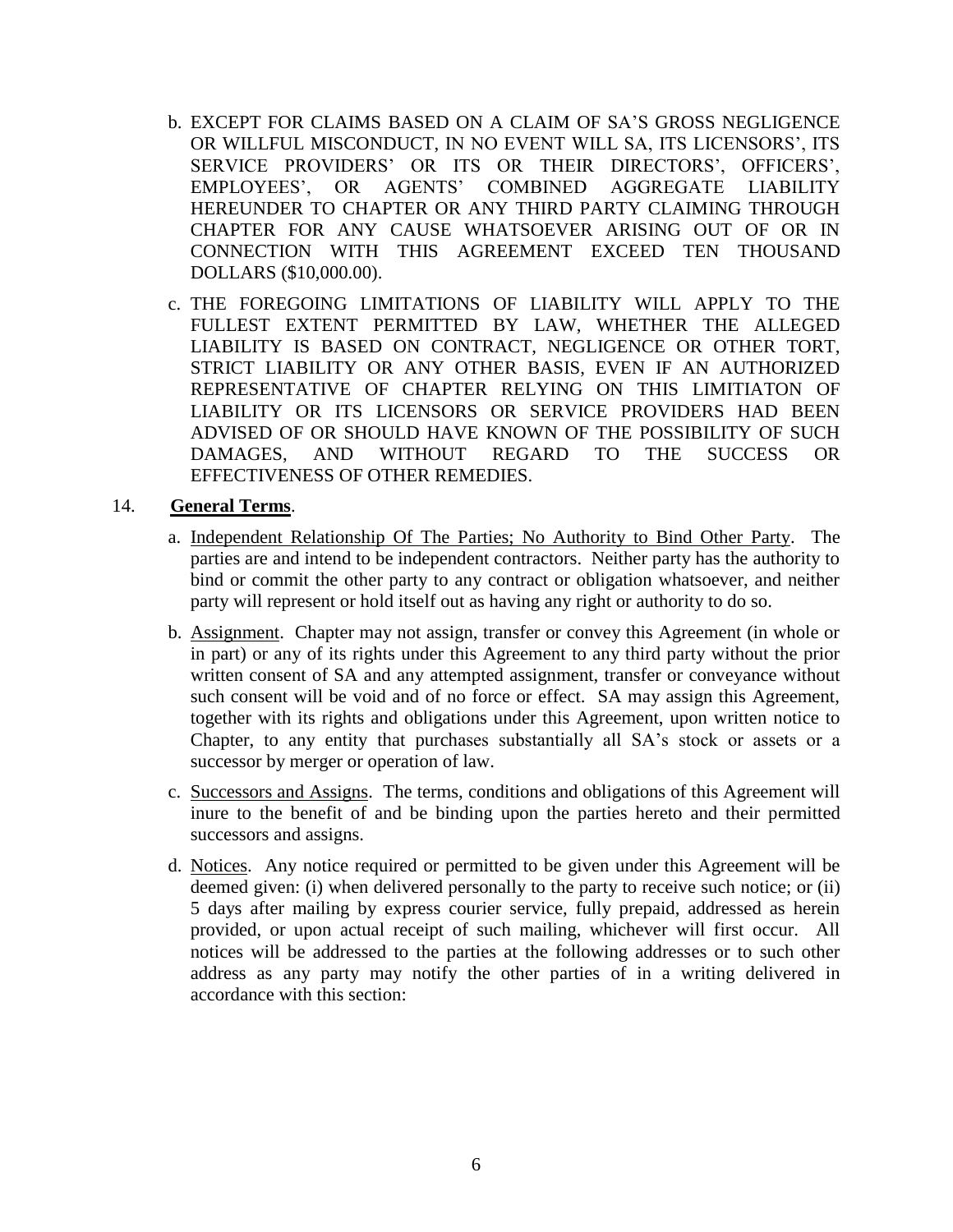b. EXCEPT FOR CLAIMS BASED ON A CLAIM OF SA'S GROSS NEGLIGENCE OR WILLFUL MISCONDUCT, IN NO EVENT WILL SA, ITS LICENSORS', ITS SERVICE PROVIDERS' OR ITS OR THEIR DIRECTORS', OFFICERS', EMPLOYEES', OR AGENTS' COMBINED AGGREGATE LIABILITY HEREUNDER TO CHAPTER OR ANY THIRD PARTY CLAIMING THROUGH CHAPTER FOR ANY CAUSE WHATSOEVER ARISING OUT OF OR IN CONNECTION WITH THIS AGREEMENT EXCEED TEN THOUSAND DOLLARS ($10,000.00).

c. THE FOREGOING LIMITATIONS OF LIABILITY WILL APPLY TO THE FULLEST EXTENT PERMITTED BY LAW, WHETHER THE ALLEGED LIABILITY IS BASED ON CONTRACT, NEGLIGENCE OR OTHER TORT, STRICT LIABILITY OR ANY OTHER BASIS, EVEN IF AN AUTHORIZED REPRESENTATIVE OF CHAPTER RELYING ON THIS LIMITIATON OF LIABILITY OR ITS LICENSORS OR SERVICE PROVIDERS HAD BEEN ADVISED OF OR SHOULD HAVE KNOWN OF THE POSSIBILITY OF SUCH DAMAGES, AND WITHOUT REGARD TO THE SUCCESS OR EFFECTIVENESS OF OTHER REMEDIES.

14. **General Terms**.

a. Independent Relationship Of The Parties; No Authority to Bind Other Party. The parties are and intend to be independent contractors. Neither party has the authority to bind or commit the other party to any contract or obligation whatsoever, and neither party will represent or hold itself out as having any right or authority to do so.

b. Assignment. Chapter may not assign, transfer or convey this Agreement (in whole or in part) or any of its rights under this Agreement to any third party without the prior written consent of SA and any attempted assignment, transfer or conveyance without such consent will be void and of no force or effect. SA may assign this Agreement, together with its rights and obligations under this Agreement, upon written notice to Chapter, to any entity that purchases substantially all SA's stock or assets or a successor by merger or operation of law.

c. Successors and Assigns. The terms, conditions and obligations of this Agreement will inure to the benefit of and be binding upon the parties hereto and their permitted successors and assigns.

d. Notices. Any notice required or permitted to be given under this Agreement will be deemed given: (i) when delivered personally to the party to receive such notice; or (ii) 5 days after mailing by express courier service, fully prepaid, addressed as herein provided, or upon actual receipt of such mailing, whichever will first occur. All notices will be addressed to the parties at the following addresses or to such other address as any party may notify the other parties of in a writing delivered in accordance with this section: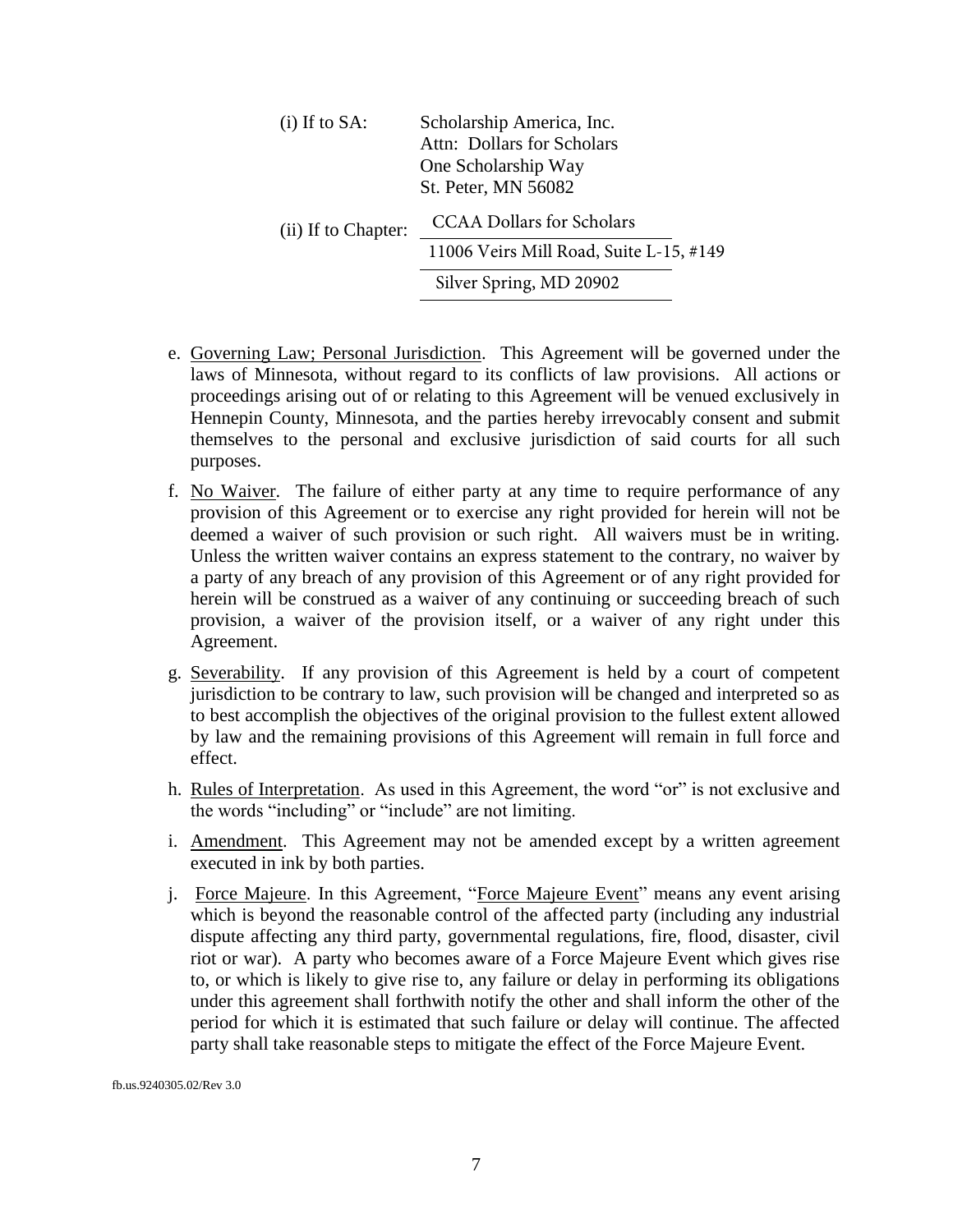(i) If to SA: Scholarship America, Inc.
Attn: Dollars for Scholars
One Scholarship Way
St. Peter, MN 56082

(ii) If to Chapter: CCAA Dollars for Scholars
11006 Veirs Mill Road, Suite L-15, #149
Silver Spring, MD 20902

e. Governing Law; Personal Jurisdiction. This Agreement will be governed under the laws of Minnesota, without regard to its conflicts of law provisions. All actions or proceedings arising out of or relating to this Agreement will be venued exclusively in Hennepin County, Minnesota, and the parties hereby irrevocably consent and submit themselves to the personal and exclusive jurisdiction of said courts for all such purposes.

f. No Waiver. The failure of either party at any time to require performance of any provision of this Agreement or to exercise any right provided for herein will not be deemed a waiver of such provision or such right. All waivers must be in writing. Unless the written waiver contains an express statement to the contrary, no waiver by a party of any breach of any provision of this Agreement or of any right provided for herein will be construed as a waiver of any continuing or succeeding breach of such provision, a waiver of the provision itself, or a waiver of any right under this Agreement.

g. Severability. If any provision of this Agreement is held by a court of competent jurisdiction to be contrary to law, such provision will be changed and interpreted so as to best accomplish the objectives of the original provision to the fullest extent allowed by law and the remaining provisions of this Agreement will remain in full force and effect.

h. Rules of Interpretation. As used in this Agreement, the word "or" is not exclusive and the words "including" or "include" are not limiting.

i. Amendment. This Agreement may not be amended except by a written agreement executed in ink by both parties.

j. Force Majeure. In this Agreement, "Force Majeure Event" means any event arising which is beyond the reasonable control of the affected party (including any industrial dispute affecting any third party, governmental regulations, fire, flood, disaster, civil riot or war). A party who becomes aware of a Force Majeure Event which gives rise to, or which is likely to give rise to, any failure or delay in performing its obligations under this agreement shall forthwith notify the other and shall inform the other of the period for which it is estimated that such failure or delay will continue. The affected party shall take reasonable steps to mitigate the effect of the Force Majeure Event.

fb.us.9240305.02/Rev 3.0